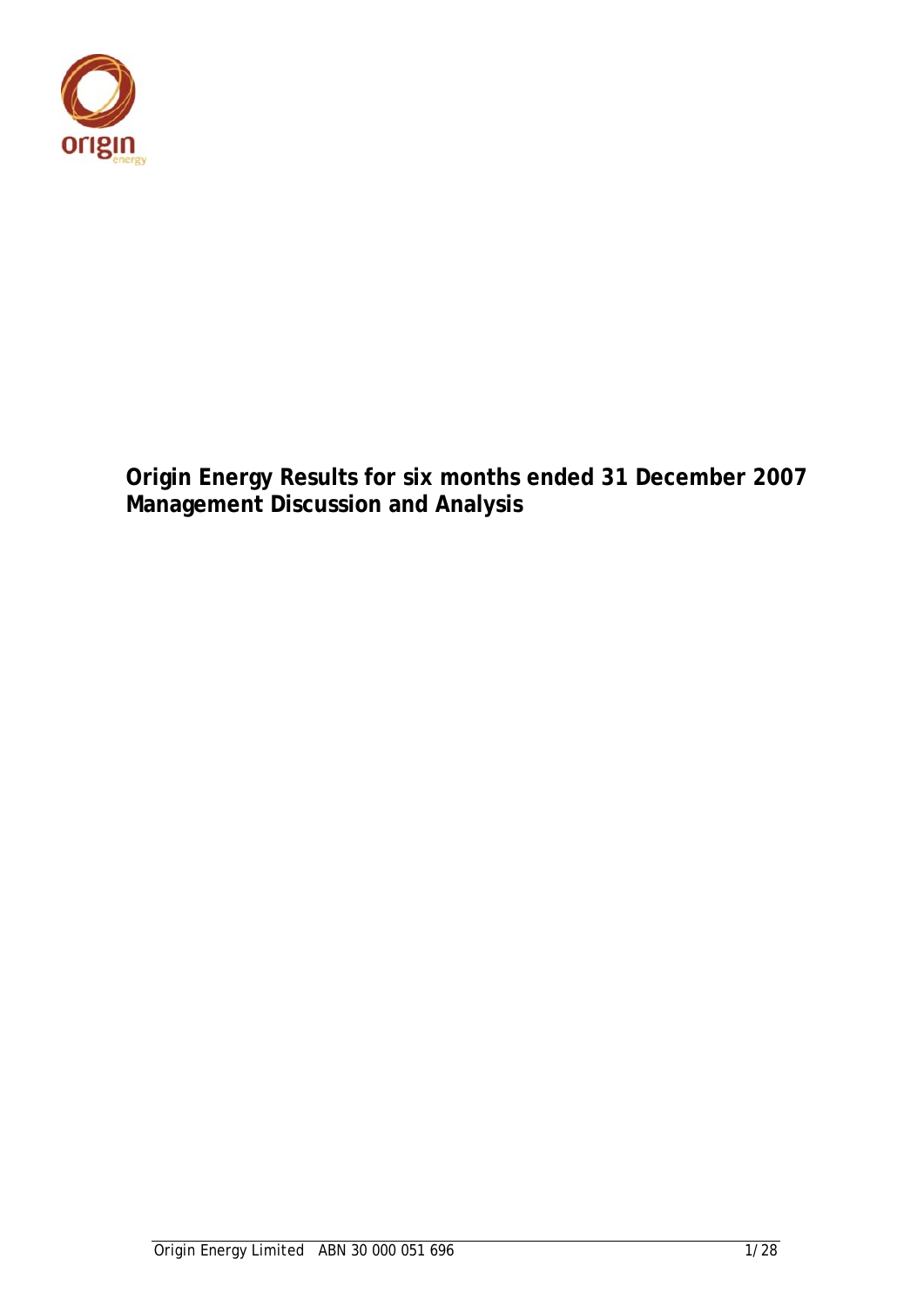# Origin Energy Results for six months ended 31 December 2007
# Management Discussion and Analysis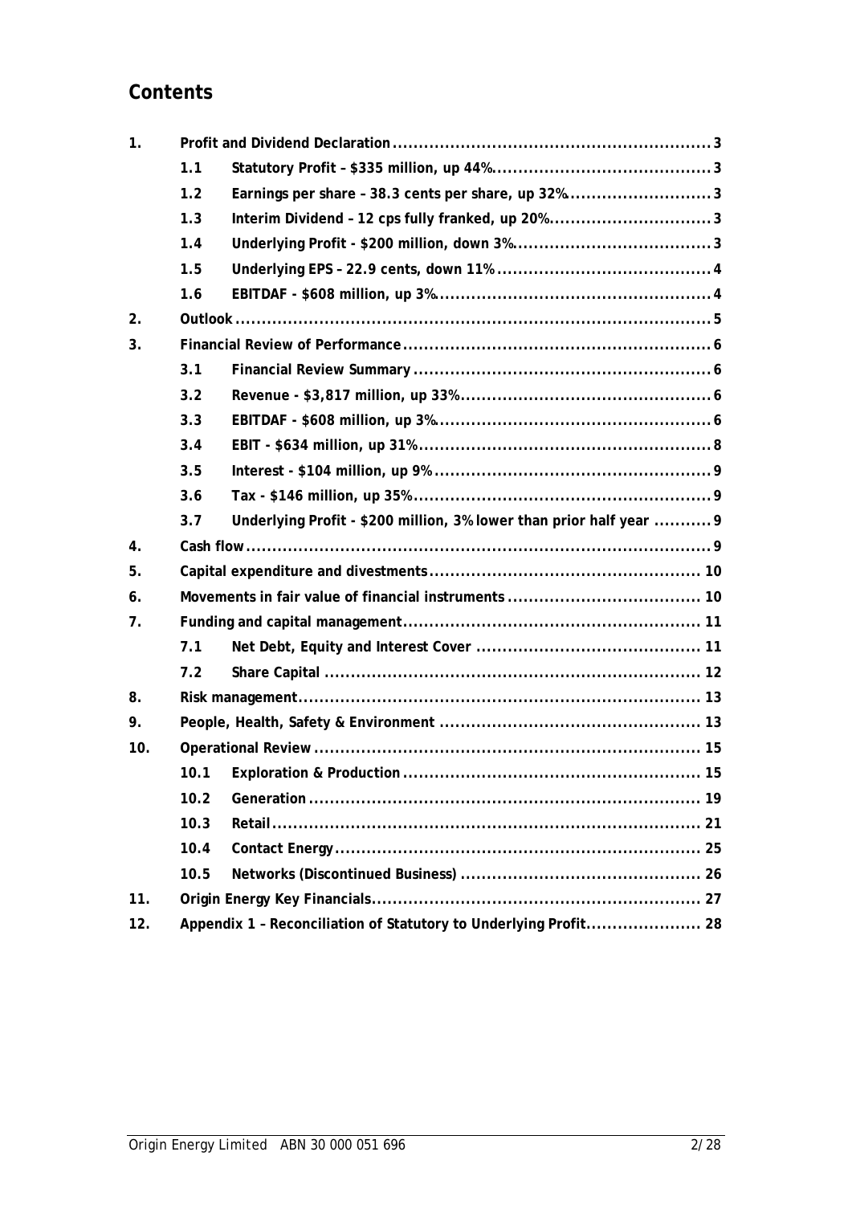## Contents

1. **Profit and Dividend Declaration** ..... 3
   - 1.1 **Statutory Profit – $335 million, up 44%** ..... 3
   - 1.2 **Earnings per share – 38.3 cents per share, up 32%** ..... 3
   - 1.3 **Interim Dividend – 12 cps fully franked, up 20%** ..... 3
   - 1.4 **Underlying Profit - $200 million, down 3%** ..... 3
   - 1.5 **Underlying EPS – 22.9 cents, down 11%** ..... 4
   - 1.6 **EBITDAF - $608 million, up 3%** ..... 4
2. **Outlook** ..... 5
3. **Financial Review of Performance** ..... 6
   - 3.1 **Financial Review Summary** ..... 6
   - 3.2 **Revenue - $3,817 million, up 33%** ..... 6
   - 3.3 **EBITDAF - $608 million, up 3%** ..... 6
   - 3.4 **EBIT - $634 million, up 31%** ..... 8
   - 3.5 **Interest - $104 million, up 9%** ..... 9
   - 3.6 **Tax - $146 million, up 35%** ..... 9
   - 3.7 **Underlying Profit - $200 million, 3% lower than prior half year** ..... 9
4. **Cash flow** ..... 9
5. **Capital expenditure and divestments** ..... 10
6. **Movements in fair value of financial instruments** ..... 10
7. **Funding and capital management** ..... 11
   - 7.1 **Net Debt, Equity and Interest Cover** ..... 11
   - 7.2 **Share Capital** ..... 12
8. **Risk management** ..... 13
9. **People, Health, Safety & Environment** ..... 13
10. **Operational Review** ..... 15
    - 10.1 **Exploration & Production** ..... 15
    - 10.2 **Generation** ..... 19
    - 10.3 **Retail** ..... 21
    - 10.4 **Contact Energy** ..... 25
    - 10.5 **Networks (Discontinued Business)** ..... 26
11. **Origin Energy Key Financials** ..... 27
12. **Appendix 1 – Reconciliation of Statutory to Underlying Profit** ..... 28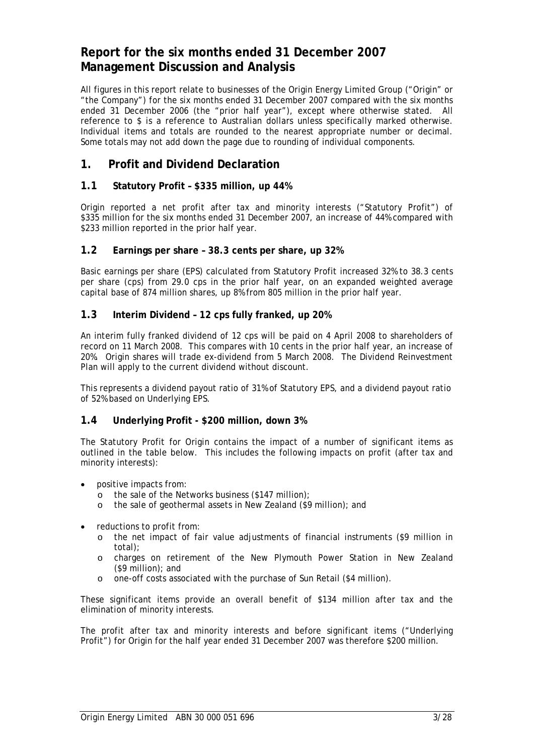# Report for the six months ended 31 December 2007 Management Discussion and Analysis

All figures in this report relate to businesses of the Origin Energy Limited Group ("Origin" or "the Company") for the six months ended 31 December 2007 compared with the six months ended 31 December 2006 (the "prior half year"), except where otherwise stated. All reference to $ is a reference to Australian dollars unless specifically marked otherwise. Individual items and totals are rounded to the nearest appropriate number or decimal. Some totals may not add down the page due to rounding of individual components.

## 1. Profit and Dividend Declaration

### 1.1 Statutory Profit – $335 million, up 44%

Origin reported a net profit after tax and minority interests ("Statutory Profit") of $335 million for the six months ended 31 December 2007, an increase of 44% compared with $233 million reported in the prior half year.

### 1.2 Earnings per share – 38.3 cents per share, up 32%

Basic earnings per share (EPS) calculated from Statutory Profit increased 32% to 38.3 cents per share (cps) from 29.0 cps in the prior half year, on an expanded weighted average capital base of 874 million shares, up 8% from 805 million in the prior half year.

### 1.3 Interim Dividend – 12 cps fully franked, up 20%

An interim fully franked dividend of 12 cps will be paid on 4 April 2008 to shareholders of record on 11 March 2008. This compares with 10 cents in the prior half year, an increase of 20%. Origin shares will trade ex-dividend from 5 March 2008. The Dividend Reinvestment Plan will apply to the current dividend without discount.

This represents a dividend payout ratio of 31% of Statutory EPS, and a dividend payout ratio of 52% based on Underlying EPS.

### 1.4 Underlying Profit - $200 million, down 3%

The Statutory Profit for Origin contains the impact of a number of significant items as outlined in the table below. This includes the following impacts on profit (after tax and minority interests):

- positive impacts from:
  - the sale of the Networks business ($147 million);
  - the sale of geothermal assets in New Zealand ($9 million); and
- reductions to profit from:
  - the net impact of fair value adjustments of financial instruments ($9 million in total);
  - charges on retirement of the New Plymouth Power Station in New Zealand ($9 million); and
  - one-off costs associated with the purchase of Sun Retail ($4 million).

These significant items provide an overall benefit of $134 million after tax and the elimination of minority interests.

The profit after tax and minority interests and before significant items ("Underlying Profit") for Origin for the half year ended 31 December 2007 was therefore $200 million.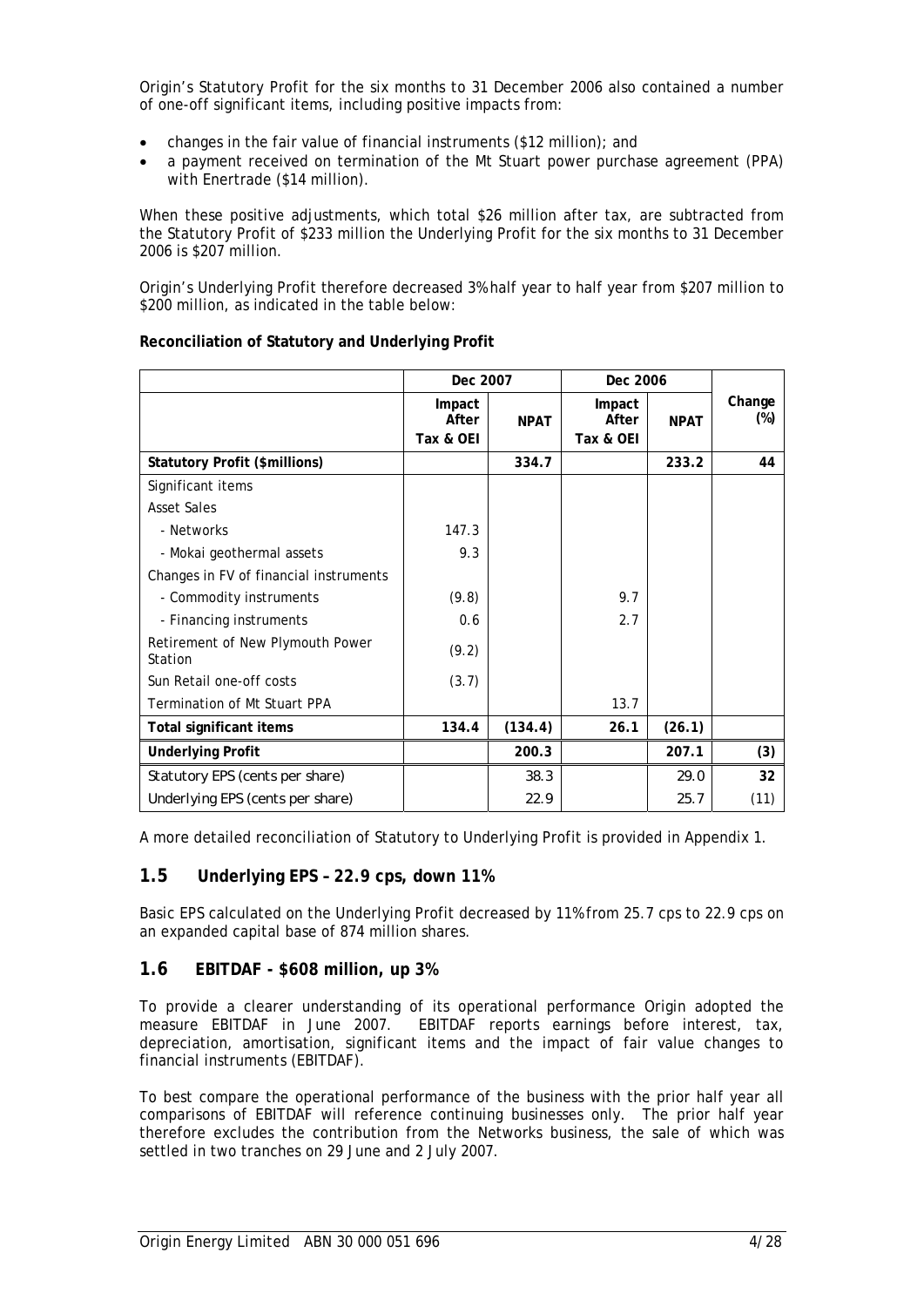Origin's Statutory Profit for the six months to 31 December 2006 also contained a number of one-off significant items, including positive impacts from:

- changes in the fair value of financial instruments ($12 million); and
- a payment received on termination of the Mt Stuart power purchase agreement (PPA) with Enertrade ($14 million).

When these positive adjustments, which total $26 million after tax, are subtracted from the Statutory Profit of $233 million the Underlying Profit for the six months to 31 December 2006 is $207 million.

Origin's Underlying Profit therefore decreased 3% half year to half year from $207 million to $200 million, as indicated in the table below:

**Reconciliation of Statutory and Underlying Profit**

| | Dec 2007 | | Dec 2006 | | |
|---|---|---|---|---|---|
| | Impact After Tax & OEI | NPAT | Impact After Tax & OEI | NPAT | Change (%) |
| **Statutory Profit ($millions)** | | **334.7** | | **233.2** | **44** |
| Significant items | | | | | |
| Asset Sales | | | | | |
| - Networks | 147.3 | | | | |
| - Mokai geothermal assets | 9.3 | | | | |
| Changes in FV of financial instruments | | | | | |
| - Commodity instruments | (9.8) | | 9.7 | | |
| - Financing instruments | 0.6 | | 2.7 | | |
| Retirement of New Plymouth Power Station | (9.2) | | | | |
| Sun Retail one-off costs | (3.7) | | | | |
| Termination of Mt Stuart PPA | | | 13.7 | | |
| **Total significant items** | **134.4** | **(134.4)** | **26.1** | **(26.1)** | |
| **Underlying Profit** | | **200.3** | | **207.1** | **(3)** |
| Statutory EPS (cents per share) | | 38.3 | | 29.0 | **32** |
| Underlying EPS (cents per share) | | 22.9 | | 25.7 | (11) |

A more detailed reconciliation of Statutory to Underlying Profit is provided in Appendix 1.

## 1.5 Underlying EPS – 22.9 cps, down 11%

Basic EPS calculated on the Underlying Profit decreased by 11% from 25.7 cps to 22.9 cps on an expanded capital base of 874 million shares.

## 1.6 EBITDAF - $608 million, up 3%

To provide a clearer understanding of its operational performance Origin adopted the measure EBITDAF in June 2007. EBITDAF reports earnings before interest, tax, depreciation, amortisation, significant items and the impact of fair value changes to financial instruments (EBITDAF).

To best compare the operational performance of the business with the prior half year all comparisons of EBITDAF will reference continuing businesses only. The prior half year therefore excludes the contribution from the Networks business, the sale of which was settled in two tranches on 29 June and 2 July 2007.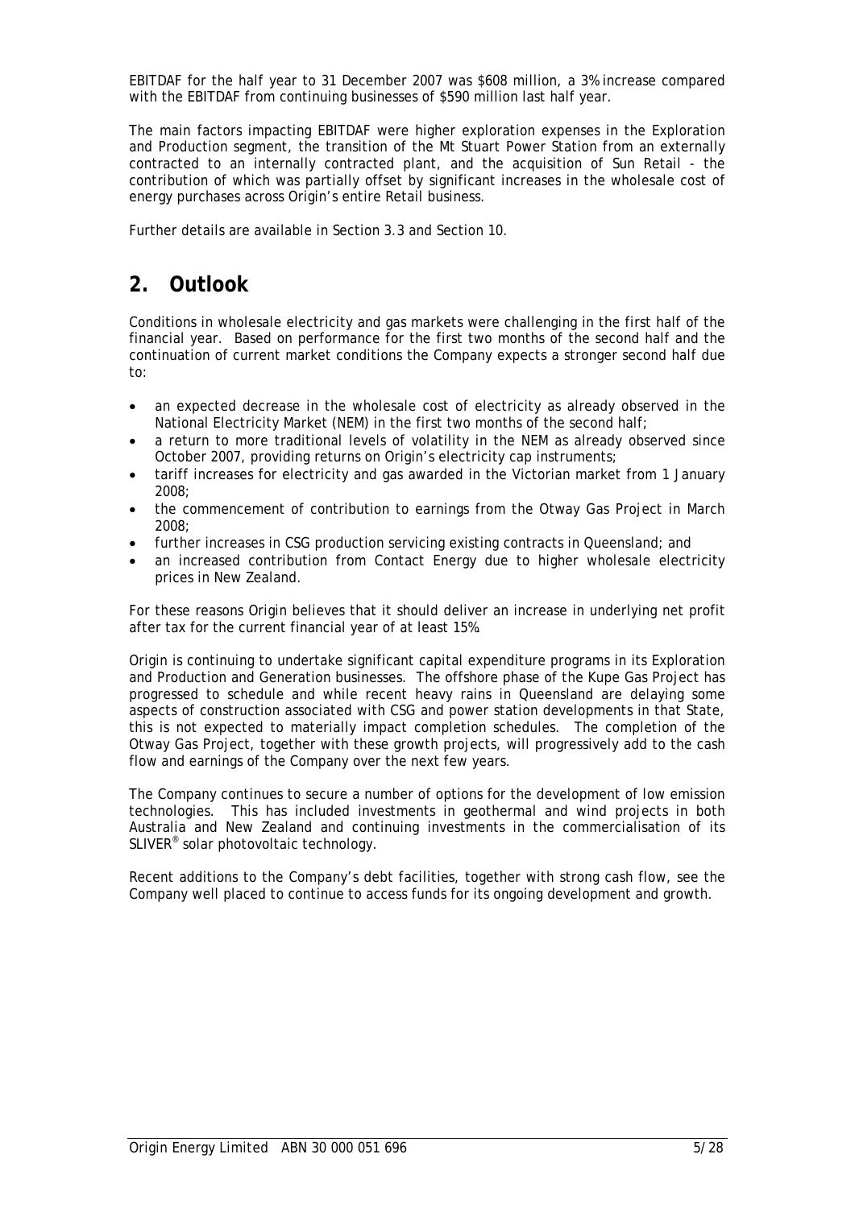EBITDAF for the half year to 31 December 2007 was $608 million, a 3% increase compared with the EBITDAF from continuing businesses of $590 million last half year.

The main factors impacting EBITDAF were higher exploration expenses in the Exploration and Production segment, the transition of the Mt Stuart Power Station from an externally contracted to an internally contracted plant, and the acquisition of Sun Retail - the contribution of which was partially offset by significant increases in the wholesale cost of energy purchases across Origin's entire Retail business.

Further details are available in Section 3.3 and Section 10.

## 2. Outlook

Conditions in wholesale electricity and gas markets were challenging in the first half of the financial year. Based on performance for the first two months of the second half and the continuation of current market conditions the Company expects a stronger second half due to:

- an expected decrease in the wholesale cost of electricity as already observed in the National Electricity Market (NEM) in the first two months of the second half;
- a return to more traditional levels of volatility in the NEM as already observed since October 2007, providing returns on Origin's electricity cap instruments;
- tariff increases for electricity and gas awarded in the Victorian market from 1 January 2008;
- the commencement of contribution to earnings from the Otway Gas Project in March 2008;
- further increases in CSG production servicing existing contracts in Queensland; and
- an increased contribution from Contact Energy due to higher wholesale electricity prices in New Zealand.

For these reasons Origin believes that it should deliver an increase in underlying net profit after tax for the current financial year of at least 15%.

Origin is continuing to undertake significant capital expenditure programs in its Exploration and Production and Generation businesses. The offshore phase of the Kupe Gas Project has progressed to schedule and while recent heavy rains in Queensland are delaying some aspects of construction associated with CSG and power station developments in that State, this is not expected to materially impact completion schedules. The completion of the Otway Gas Project, together with these growth projects, will progressively add to the cash flow and earnings of the Company over the next few years.

The Company continues to secure a number of options for the development of low emission technologies. This has included investments in geothermal and wind projects in both Australia and New Zealand and continuing investments in the commercialisation of its SLIVER® solar photovoltaic technology.

Recent additions to the Company's debt facilities, together with strong cash flow, see the Company well placed to continue to access funds for its ongoing development and growth.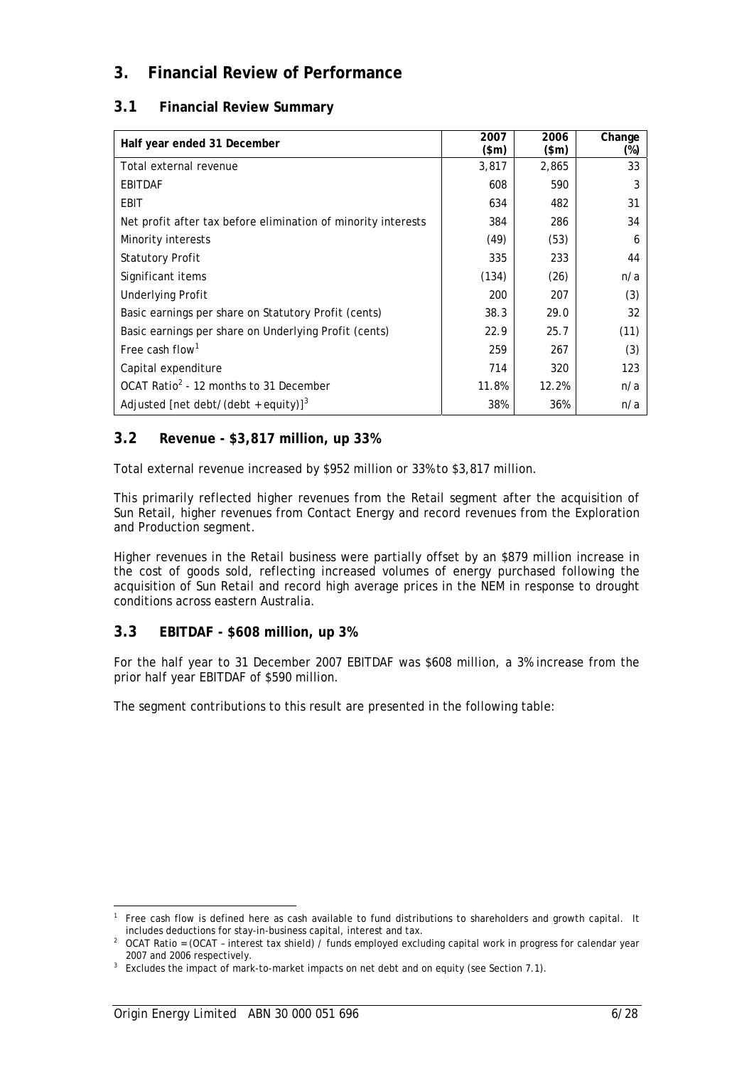# 3. Financial Review of Performance

## 3.1 Financial Review Summary

| Half year ended 31 December | 2007 ($m) | 2006 ($m) | Change (%) |
|---|---|---|---|
| Total external revenue | 3,817 | 2,865 | 33 |
| EBITDAF | 608 | 590 | 3 |
| EBIT | 634 | 482 | 31 |
| Net profit after tax before elimination of minority interests | 384 | 286 | 34 |
| Minority interests | (49) | (53) | 6 |
| Statutory Profit | 335 | 233 | 44 |
| Significant items | (134) | (26) | n/a |
| Underlying Profit | 200 | 207 | (3) |
| Basic earnings per share on Statutory Profit (cents) | 38.3 | 29.0 | 32 |
| Basic earnings per share on Underlying Profit (cents) | 22.9 | 25.7 | (11) |
| Free cash flow[1] | 259 | 267 | (3) |
| Capital expenditure | 714 | 320 | 123 |
| OCAT Ratio[2] - 12 months to 31 December | 11.8% | 12.2% | n/a |
| Adjusted [net debt/(debt + equity)][3] | 38% | 36% | n/a |

## 3.2 Revenue - $3,817 million, up 33%

Total external revenue increased by $952 million or 33% to $3,817 million.

This primarily reflected higher revenues from the Retail segment after the acquisition of Sun Retail, higher revenues from Contact Energy and record revenues from the Exploration and Production segment.

Higher revenues in the Retail business were partially offset by an $879 million increase in the cost of goods sold, reflecting increased volumes of energy purchased following the acquisition of Sun Retail and record high average prices in the NEM in response to drought conditions across eastern Australia.

## 3.3 EBITDAF - $608 million, up 3%

For the half year to 31 December 2007 EBITDAF was $608 million, a 3% increase from the prior half year EBITDAF of $590 million.

The segment contributions to this result are presented in the following table:

---

[1] Free cash flow is defined here as cash available to fund distributions to shareholders and growth capital. It includes deductions for stay-in-business capital, interest and tax.

[2] OCAT Ratio = (OCAT – interest tax shield) / funds employed excluding capital work in progress for calendar year 2007 and 2006 respectively.

[3] Excludes the impact of mark-to-market impacts on net debt and on equity (see Section 7.1).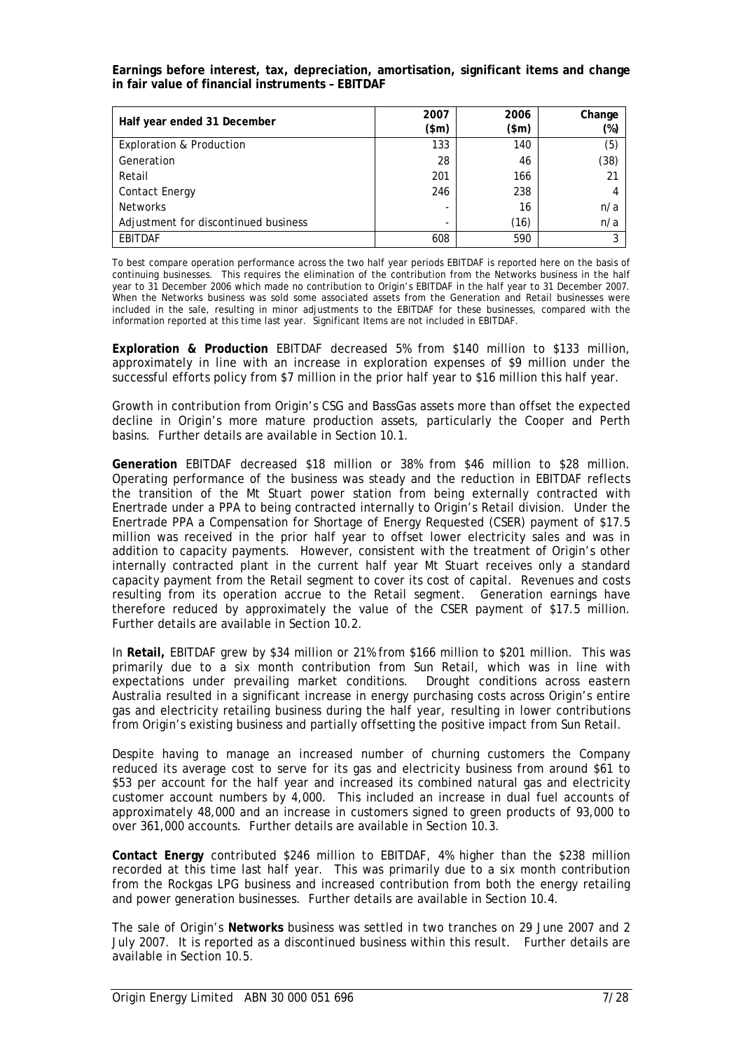**Earnings before interest, tax, depreciation, amortisation, significant items and change in fair value of financial instruments – EBITDAF**

| Half year ended 31 December | 2007 ($m) | 2006 ($m) | Change (%) |
|---|---|---|---|
| Exploration & Production | 133 | 140 | (5) |
| Generation | 28 | 46 | (38) |
| Retail | 201 | 166 | 21 |
| Contact Energy | 246 | 238 | 4 |
| Networks | - | 16 | n/a |
| Adjustment for discontinued business | - | (16) | n/a |
| EBITDAF | 608 | 590 | 3 |

To best compare operation performance across the two half year periods EBITDAF is reported here on the basis of continuing businesses. This requires the elimination of the contribution from the Networks business in the half year to 31 December 2006 which made no contribution to Origin's EBITDAF in the half year to 31 December 2007. When the Networks business was sold some associated assets from the Generation and Retail businesses were included in the sale, resulting in minor adjustments to the EBITDAF for these businesses, compared with the information reported at this time last year. Significant Items are not included in EBITDAF.

**Exploration & Production** EBITDAF decreased 5% from $140 million to $133 million, approximately in line with an increase in exploration expenses of $9 million under the successful efforts policy from $7 million in the prior half year to $16 million this half year.

Growth in contribution from Origin's CSG and BassGas assets more than offset the expected decline in Origin's more mature production assets, particularly the Cooper and Perth basins. Further details are available in Section 10.1.

**Generation** EBITDAF decreased $18 million or 38% from $46 million to $28 million. Operating performance of the business was steady and the reduction in EBITDAF reflects the transition of the Mt Stuart power station from being externally contracted with Enertrade under a PPA to being contracted internally to Origin's Retail division. Under the Enertrade PPA a Compensation for Shortage of Energy Requested (CSER) payment of $17.5 million was received in the prior half year to offset lower electricity sales and was in addition to capacity payments. However, consistent with the treatment of Origin's other internally contracted plant in the current half year Mt Stuart receives only a standard capacity payment from the Retail segment to cover its cost of capital. Revenues and costs resulting from its operation accrue to the Retail segment. Generation earnings have therefore reduced by approximately the value of the CSER payment of $17.5 million. Further details are available in Section 10.2.

In **Retail,** EBITDAF grew by $34 million or 21% from $166 million to $201 million. This was primarily due to a six month contribution from Sun Retail, which was in line with expectations under prevailing market conditions. Drought conditions across eastern Australia resulted in a significant increase in energy purchasing costs across Origin's entire gas and electricity retailing business during the half year, resulting in lower contributions from Origin's existing business and partially offsetting the positive impact from Sun Retail.

Despite having to manage an increased number of churning customers the Company reduced its average cost to serve for its gas and electricity business from around $61 to $53 per account for the half year and increased its combined natural gas and electricity customer account numbers by 4,000. This included an increase in dual fuel accounts of approximately 48,000 and an increase in customers signed to green products of 93,000 to over 361,000 accounts. Further details are available in Section 10.3.

**Contact Energy** contributed $246 million to EBITDAF, 4% higher than the $238 million recorded at this time last half year. This was primarily due to a six month contribution from the Rockgas LPG business and increased contribution from both the energy retailing and power generation businesses. Further details are available in Section 10.4.

The sale of Origin's **Networks** business was settled in two tranches on 29 June 2007 and 2 July 2007. It is reported as a discontinued business within this result. Further details are available in Section 10.5.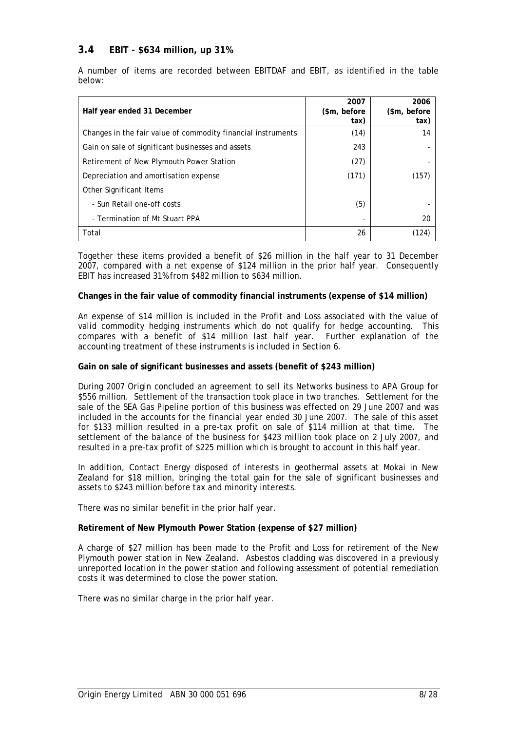## 3.4 EBIT - $634 million, up 31%

A number of items are recorded between EBITDAF and EBIT, as identified in the table below:

| Half year ended 31 December | 2007 ($m, before tax) | 2006 ($m, before tax) |
|---|---|---|
| Changes in the fair value of commodity financial instruments | (14) | 14 |
| Gain on sale of significant businesses and assets | 243 | - |
| Retirement of New Plymouth Power Station | (27) | - |
| Depreciation and amortisation expense | (171) | (157) |
| Other Significant Items | | |
| - Sun Retail one-off costs | (5) | - |
| - Termination of Mt Stuart PPA | - | 20 |
| Total | 26 | (124) |

Together these items provided a benefit of $26 million in the half year to 31 December 2007, compared with a net expense of $124 million in the prior half year. Consequently EBIT has increased 31% from $482 million to $634 million.

**Changes in the fair value of commodity financial instruments (expense of $14 million)**

An expense of $14 million is included in the Profit and Loss associated with the value of valid commodity hedging instruments which do not qualify for hedge accounting. This compares with a benefit of $14 million last half year. Further explanation of the accounting treatment of these instruments is included in Section 6.

**Gain on sale of significant businesses and assets (benefit of $243 million)**

During 2007 Origin concluded an agreement to sell its Networks business to APA Group for $556 million. Settlement of the transaction took place in two tranches. Settlement for the sale of the SEA Gas Pipeline portion of this business was effected on 29 June 2007 and was included in the accounts for the financial year ended 30 June 2007. The sale of this asset for $133 million resulted in a pre-tax profit on sale of $114 million at that time. The settlement of the balance of the business for $423 million took place on 2 July 2007, and resulted in a pre-tax profit of $225 million which is brought to account in this half year.

In addition, Contact Energy disposed of interests in geothermal assets at Mokai in New Zealand for $18 million, bringing the total gain for the sale of significant businesses and assets to $243 million before tax and minority interests.

There was no similar benefit in the prior half year.

**Retirement of New Plymouth Power Station (expense of $27 million)**

A charge of $27 million has been made to the Profit and Loss for retirement of the New Plymouth power station in New Zealand. Asbestos cladding was discovered in a previously unreported location in the power station and following assessment of potential remediation costs it was determined to close the power station.

There was no similar charge in the prior half year.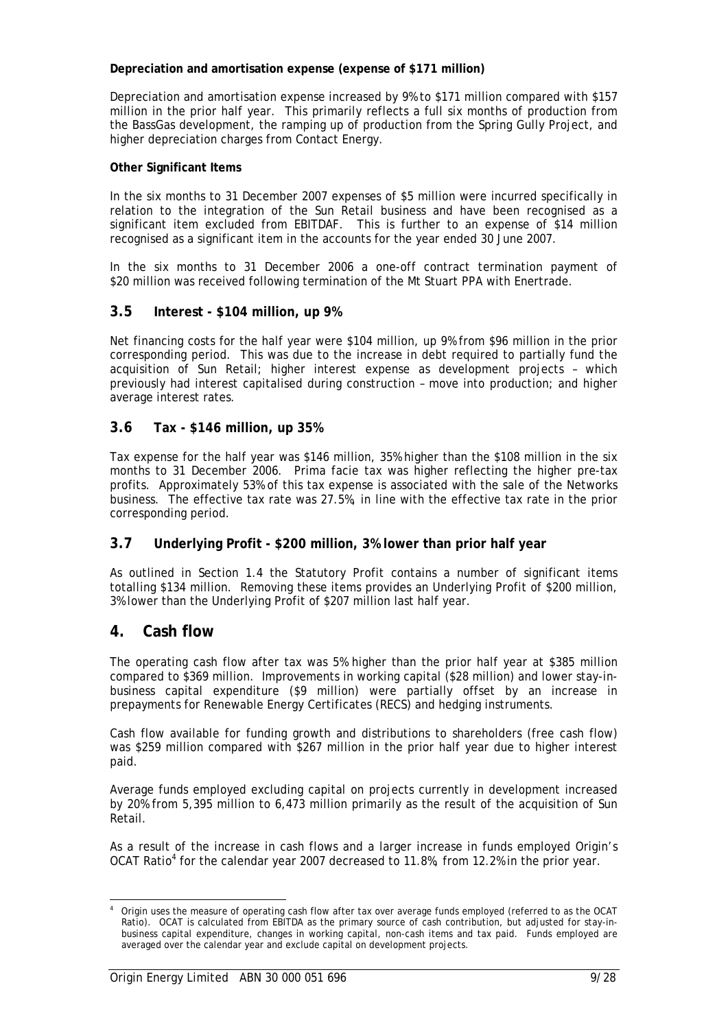**Depreciation and amortisation expense (expense of $171 million)**

Depreciation and amortisation expense increased by 9% to $171 million compared with $157 million in the prior half year. This primarily reflects a full six months of production from the BassGas development, the ramping up of production from the Spring Gully Project, and higher depreciation charges from Contact Energy.

**Other Significant Items**

In the six months to 31 December 2007 expenses of $5 million were incurred specifically in relation to the integration of the Sun Retail business and have been recognised as a significant item excluded from EBITDAF. This is further to an expense of $14 million recognised as a significant item in the accounts for the year ended 30 June 2007.

In the six months to 31 December 2006 a one-off contract termination payment of $20 million was received following termination of the Mt Stuart PPA with Enertrade.

## 3.5 Interest - $104 million, up 9%

Net financing costs for the half year were $104 million, up 9% from $96 million in the prior corresponding period. This was due to the increase in debt required to partially fund the acquisition of Sun Retail; higher interest expense as development projects – which previously had interest capitalised during construction – move into production; and higher average interest rates.

## 3.6 Tax - $146 million, up 35%

Tax expense for the half year was $146 million, 35% higher than the $108 million in the six months to 31 December 2006. Prima facie tax was higher reflecting the higher pre-tax profits. Approximately 53% of this tax expense is associated with the sale of the Networks business. The effective tax rate was 27.5%, in line with the effective tax rate in the prior corresponding period.

## 3.7 Underlying Profit - $200 million, 3% lower than prior half year

As outlined in Section 1.4 the Statutory Profit contains a number of significant items totalling $134 million. Removing these items provides an Underlying Profit of $200 million, 3% lower than the Underlying Profit of $207 million last half year.

# 4. Cash flow

The operating cash flow after tax was 5% higher than the prior half year at $385 million compared to $369 million. Improvements in working capital ($28 million) and lower stay-in-business capital expenditure ($9 million) were partially offset by an increase in prepayments for Renewable Energy Certificates (RECS) and hedging instruments.

Cash flow available for funding growth and distributions to shareholders (free cash flow) was $259 million compared with $267 million in the prior half year due to higher interest paid.

Average funds employed excluding capital on projects currently in development increased by 20% from 5,395 million to 6,473 million primarily as the result of the acquisition of Sun Retail.

As a result of the increase in cash flows and a larger increase in funds employed Origin's OCAT Ratio[4] for the calendar year 2007 decreased to 11.8%, from 12.2% in the prior year.

[4] Origin uses the measure of operating cash flow after tax over average funds employed (referred to as the OCAT Ratio). OCAT is calculated from EBITDA as the primary source of cash contribution, but adjusted for stay-in-business capital expenditure, changes in working capital, non-cash items and tax paid. Funds employed are averaged over the calendar year and exclude capital on development projects.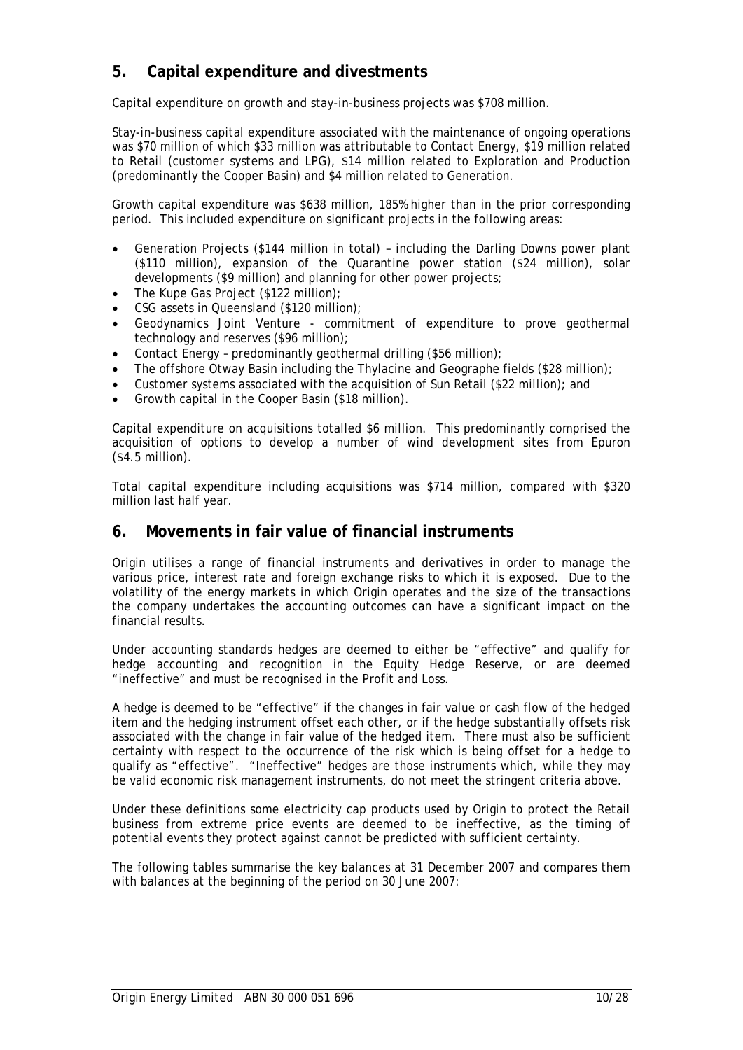## 5. Capital expenditure and divestments

Capital expenditure on growth and stay-in-business projects was $708 million.

Stay-in-business capital expenditure associated with the maintenance of ongoing operations was $70 million of which $33 million was attributable to Contact Energy, $19 million related to Retail (customer systems and LPG), $14 million related to Exploration and Production (predominantly the Cooper Basin) and $4 million related to Generation.

Growth capital expenditure was $638 million, 185% higher than in the prior corresponding period. This included expenditure on significant projects in the following areas:

- Generation Projects ($144 million in total) – including the Darling Downs power plant ($110 million), expansion of the Quarantine power station ($24 million), solar developments ($9 million) and planning for other power projects;
- The Kupe Gas Project ($122 million);
- CSG assets in Queensland ($120 million);
- Geodynamics Joint Venture - commitment of expenditure to prove geothermal technology and reserves ($96 million);
- Contact Energy – predominantly geothermal drilling ($56 million);
- The offshore Otway Basin including the Thylacine and Geographe fields ($28 million);
- Customer systems associated with the acquisition of Sun Retail ($22 million); and
- Growth capital in the Cooper Basin ($18 million).

Capital expenditure on acquisitions totalled $6 million. This predominantly comprised the acquisition of options to develop a number of wind development sites from Epuron ($4.5 million).

Total capital expenditure including acquisitions was $714 million, compared with $320 million last half year.

## 6. Movements in fair value of financial instruments

Origin utilises a range of financial instruments and derivatives in order to manage the various price, interest rate and foreign exchange risks to which it is exposed. Due to the volatility of the energy markets in which Origin operates and the size of the transactions the company undertakes the accounting outcomes can have a significant impact on the financial results.

Under accounting standards hedges are deemed to either be "effective" and qualify for hedge accounting and recognition in the Equity Hedge Reserve, or are deemed "ineffective" and must be recognised in the Profit and Loss.

A hedge is deemed to be "effective" if the changes in fair value or cash flow of the hedged item and the hedging instrument offset each other, or if the hedge substantially offsets risk associated with the change in fair value of the hedged item. There must also be sufficient certainty with respect to the occurrence of the risk which is being offset for a hedge to qualify as "effective". "Ineffective" hedges are those instruments which, while they may be valid economic risk management instruments, do not meet the stringent criteria above.

Under these definitions some electricity cap products used by Origin to protect the Retail business from extreme price events are deemed to be ineffective, as the timing of potential events they protect against cannot be predicted with sufficient certainty.

The following tables summarise the key balances at 31 December 2007 and compares them with balances at the beginning of the period on 30 June 2007: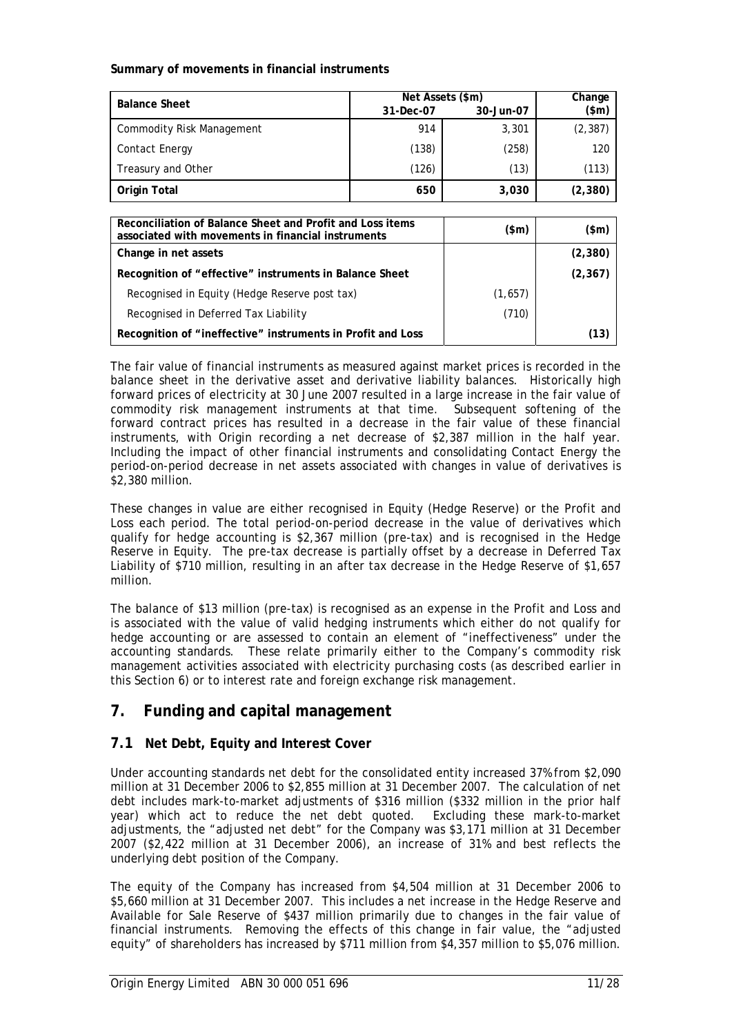**Summary of movements in financial instruments**

| Balance Sheet | Net Assets ($m) | | Change ($m) |
|---|---|---|---|
| | 31-Dec-07 | 30-Jun-07 | |
| Commodity Risk Management | 914 | 3,301 | (2,387) |
| Contact Energy | (138) | (258) | 120 |
| Treasury and Other | (126) | (13) | (113) |
| **Origin Total** | **650** | **3,030** | **(2,380)** |

| Reconciliation of Balance Sheet and Profit and Loss items associated with movements in financial instruments | ($m) | ($m) |
|---|---|---|
| **Change in net assets** | | **(2,380)** |
| **Recognition of "effective" instruments in Balance Sheet** | | **(2,367)** |
| Recognised in Equity (Hedge Reserve post tax) | (1,657) | |
| Recognised in Deferred Tax Liability | (710) | |
| **Recognition of "ineffective" instruments in Profit and Loss** | | **(13)** |

The fair value of financial instruments as measured against market prices is recorded in the balance sheet in the derivative asset and derivative liability balances. Historically high forward prices of electricity at 30 June 2007 resulted in a large increase in the fair value of commodity risk management instruments at that time. Subsequent softening of the forward contract prices has resulted in a decrease in the fair value of these financial instruments, with Origin recording a net decrease of $2,387 million in the half year. Including the impact of other financial instruments and consolidating Contact Energy the period-on-period decrease in net assets associated with changes in value of derivatives is $2,380 million.

These changes in value are either recognised in Equity (Hedge Reserve) or the Profit and Loss each period. The total period-on-period decrease in the value of derivatives which qualify for hedge accounting is $2,367 million (pre-tax) and is recognised in the Hedge Reserve in Equity. The pre-tax decrease is partially offset by a decrease in Deferred Tax Liability of $710 million, resulting in an after tax decrease in the Hedge Reserve of $1,657 million.

The balance of $13 million (pre-tax) is recognised as an expense in the Profit and Loss and is associated with the value of valid hedging instruments which either do not qualify for hedge accounting or are assessed to contain an element of "ineffectiveness" under the accounting standards. These relate primarily either to the Company's commodity risk management activities associated with electricity purchasing costs (as described earlier in this Section 6) or to interest rate and foreign exchange risk management.

## 7. Funding and capital management

### 7.1 Net Debt, Equity and Interest Cover

Under accounting standards net debt for the consolidated entity increased 37% from $2,090 million at 31 December 2006 to $2,855 million at 31 December 2007. The calculation of net debt includes mark-to-market adjustments of $316 million ($332 million in the prior half year) which act to reduce the net debt quoted. Excluding these mark-to-market adjustments, the "adjusted net debt" for the Company was $3,171 million at 31 December 2007 ($2,422 million at 31 December 2006), an increase of 31% and best reflects the underlying debt position of the Company.

The equity of the Company has increased from $4,504 million at 31 December 2006 to $5,660 million at 31 December 2007. This includes a net increase in the Hedge Reserve and Available for Sale Reserve of $437 million primarily due to changes in the fair value of financial instruments. Removing the effects of this change in fair value, the "adjusted equity" of shareholders has increased by $711 million from $4,357 million to $5,076 million.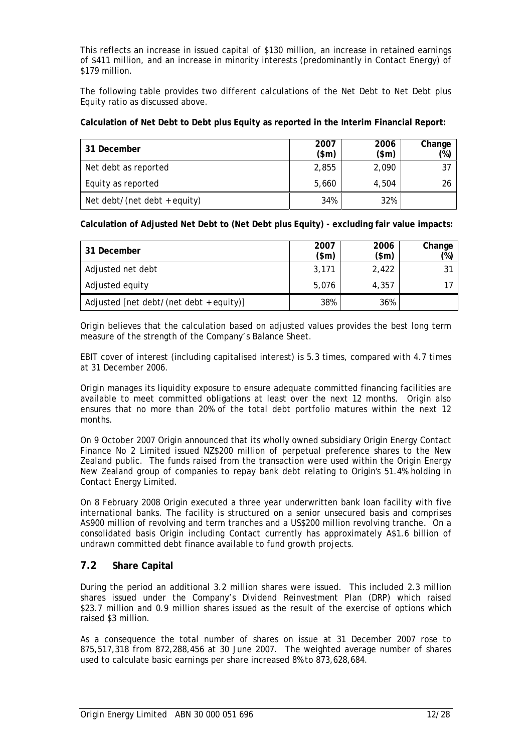This reflects an increase in issued capital of $130 million, an increase in retained earnings of $411 million, and an increase in minority interests (predominantly in Contact Energy) of $179 million.

The following table provides two different calculations of the Net Debt to Net Debt plus Equity ratio as discussed above.

**Calculation of Net Debt to Debt plus Equity as reported in the Interim Financial Report:**

| 31 December | 2007 ($m) | 2006 ($m) | Change (%) |
|---|---|---|---|
| Net debt as reported | 2,855 | 2,090 | 37 |
| Equity as reported | 5,660 | 4,504 | 26 |
| Net debt/(net debt + equity) | 34% | 32% | |

**Calculation of Adjusted Net Debt to (Net Debt plus Equity) - excluding fair value impacts:**

| 31 December | 2007 ($m) | 2006 ($m) | Change (%) |
|---|---|---|---|
| Adjusted net debt | 3,171 | 2,422 | 31 |
| Adjusted equity | 5,076 | 4,357 | 17 |
| Adjusted [net debt/(net debt + equity)] | 38% | 36% | |

Origin believes that the calculation based on adjusted values provides the best long term measure of the strength of the Company's Balance Sheet.

EBIT cover of interest (including capitalised interest) is 5.3 times, compared with 4.7 times at 31 December 2006.

Origin manages its liquidity exposure to ensure adequate committed financing facilities are available to meet committed obligations at least over the next 12 months. Origin also ensures that no more than 20% of the total debt portfolio matures within the next 12 months.

On 9 October 2007 Origin announced that its wholly owned subsidiary Origin Energy Contact Finance No 2 Limited issued NZ$200 million of perpetual preference shares to the New Zealand public. The funds raised from the transaction were used within the Origin Energy New Zealand group of companies to repay bank debt relating to Origin's 51.4% holding in Contact Energy Limited.

On 8 February 2008 Origin executed a three year underwritten bank loan facility with five international banks. The facility is structured on a senior unsecured basis and comprises A$900 million of revolving and term tranches and a US$200 million revolving tranche. On a consolidated basis Origin including Contact currently has approximately A$1.6 billion of undrawn committed debt finance available to fund growth projects.

## 7.2 Share Capital

During the period an additional 3.2 million shares were issued. This included 2.3 million shares issued under the Company's Dividend Reinvestment Plan (DRP) which raised $23.7 million and 0.9 million shares issued as the result of the exercise of options which raised $3 million.

As a consequence the total number of shares on issue at 31 December 2007 rose to 875,517,318 from 872,288,456 at 30 June 2007. The weighted average number of shares used to calculate basic earnings per share increased 8% to 873,628,684.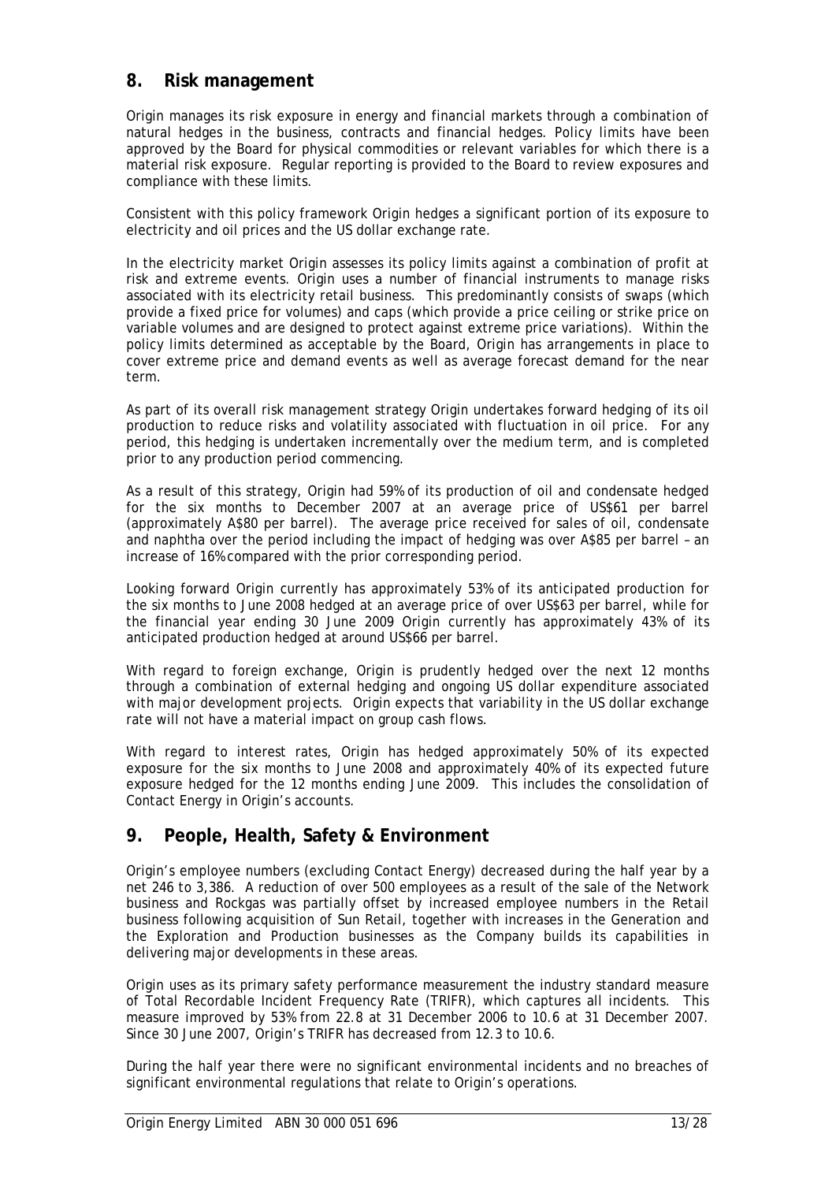## 8. Risk management

Origin manages its risk exposure in energy and financial markets through a combination of natural hedges in the business, contracts and financial hedges. Policy limits have been approved by the Board for physical commodities or relevant variables for which there is a material risk exposure. Regular reporting is provided to the Board to review exposures and compliance with these limits.

Consistent with this policy framework Origin hedges a significant portion of its exposure to electricity and oil prices and the US dollar exchange rate.

In the electricity market Origin assesses its policy limits against a combination of profit at risk and extreme events. Origin uses a number of financial instruments to manage risks associated with its electricity retail business. This predominantly consists of swaps (which provide a fixed price for volumes) and caps (which provide a price ceiling or strike price on variable volumes and are designed to protect against extreme price variations). Within the policy limits determined as acceptable by the Board, Origin has arrangements in place to cover extreme price and demand events as well as average forecast demand for the near term.

As part of its overall risk management strategy Origin undertakes forward hedging of its oil production to reduce risks and volatility associated with fluctuation in oil price. For any period, this hedging is undertaken incrementally over the medium term, and is completed prior to any production period commencing.

As a result of this strategy, Origin had 59% of its production of oil and condensate hedged for the six months to December 2007 at an average price of US$61 per barrel (approximately A$80 per barrel). The average price received for sales of oil, condensate and naphtha over the period including the impact of hedging was over A$85 per barrel – an increase of 16% compared with the prior corresponding period.

Looking forward Origin currently has approximately 53% of its anticipated production for the six months to June 2008 hedged at an average price of over US$63 per barrel, while for the financial year ending 30 June 2009 Origin currently has approximately 43% of its anticipated production hedged at around US$66 per barrel.

With regard to foreign exchange, Origin is prudently hedged over the next 12 months through a combination of external hedging and ongoing US dollar expenditure associated with major development projects. Origin expects that variability in the US dollar exchange rate will not have a material impact on group cash flows.

With regard to interest rates, Origin has hedged approximately 50% of its expected exposure for the six months to June 2008 and approximately 40% of its expected future exposure hedged for the 12 months ending June 2009. This includes the consolidation of Contact Energy in Origin's accounts.

## 9. People, Health, Safety & Environment

Origin's employee numbers (excluding Contact Energy) decreased during the half year by a net 246 to 3,386. A reduction of over 500 employees as a result of the sale of the Network business and Rockgas was partially offset by increased employee numbers in the Retail business following acquisition of Sun Retail, together with increases in the Generation and the Exploration and Production businesses as the Company builds its capabilities in delivering major developments in these areas.

Origin uses as its primary safety performance measurement the industry standard measure of Total Recordable Incident Frequency Rate (TRIFR), which captures all incidents. This measure improved by 53% from 22.8 at 31 December 2006 to 10.6 at 31 December 2007. Since 30 June 2007, Origin's TRIFR has decreased from 12.3 to 10.6.

During the half year there were no significant environmental incidents and no breaches of significant environmental regulations that relate to Origin's operations.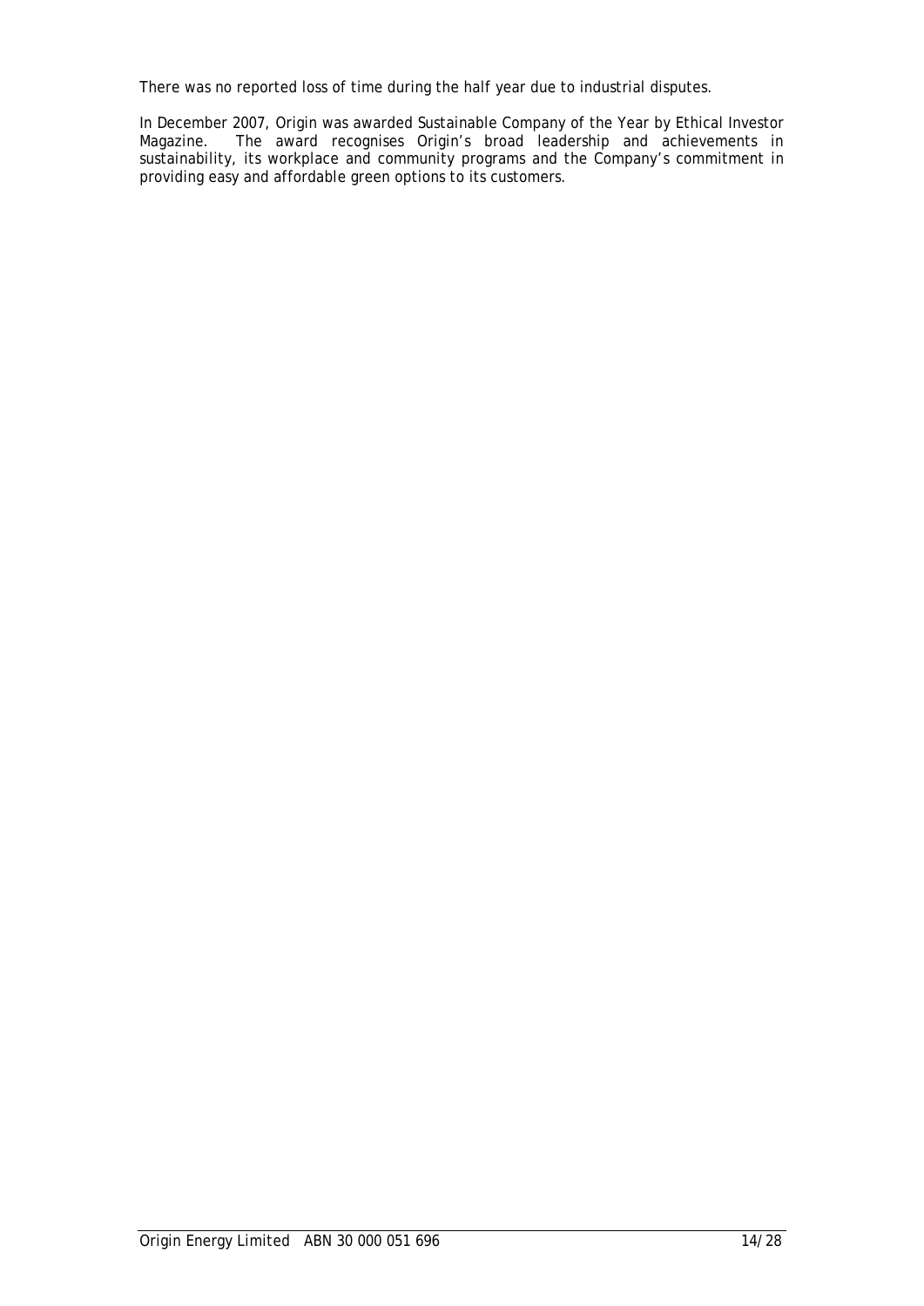There was no reported loss of time during the half year due to industrial disputes.

In December 2007, Origin was awarded Sustainable Company of the Year by Ethical Investor Magazine. The award recognises Origin's broad leadership and achievements in sustainability, its workplace and community programs and the Company's commitment in providing easy and affordable green options to its customers.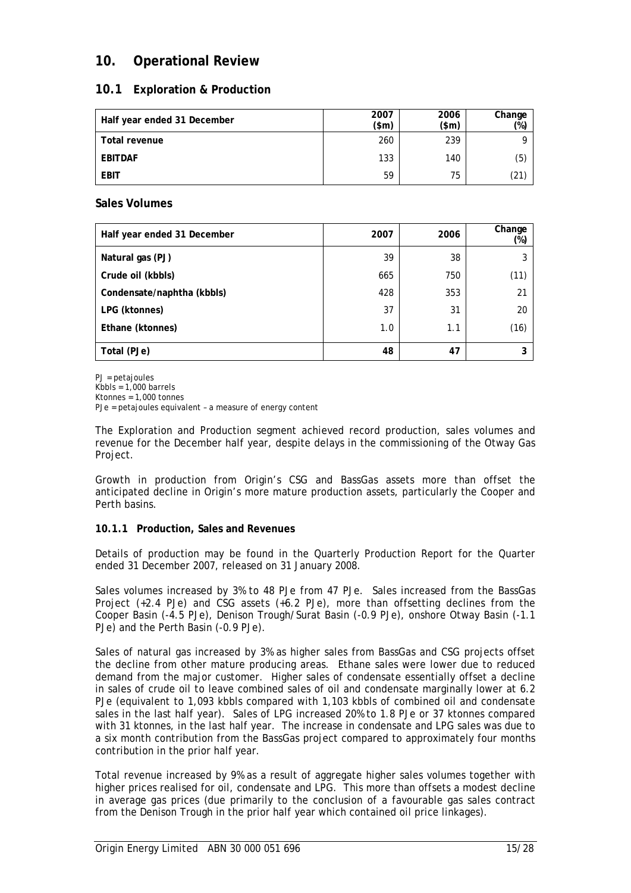# 10. Operational Review

## 10.1 Exploration & Production

| Half year ended 31 December | 2007 ($m) | 2006 ($m) | Change (%) |
|---|---|---|---|
| **Total revenue** | 260 | 239 | 9 |
| **EBITDAF** | 133 | 140 | (5) |
| **EBIT** | 59 | 75 | (21) |

### Sales Volumes

| Half year ended 31 December | 2007 | 2006 | Change (%) |
|---|---|---|---|
| **Natural gas (PJ)** | 39 | 38 | 3 |
| **Crude oil (kbbls)** | 665 | 750 | (11) |
| **Condensate/naphtha (kbbls)** | 428 | 353 | 21 |
| **LPG (ktonnes)** | 37 | 31 | 20 |
| **Ethane (ktonnes)** | 1.0 | 1.1 | (16) |
| **Total (PJe)** | **48** | **47** | **3** |

PJ = petajoules
Kbbls = 1,000 barrels
Ktonnes = 1,000 tonnes
PJe = petajoules equivalent – a measure of energy content

The Exploration and Production segment achieved record production, sales volumes and revenue for the December half year, despite delays in the commissioning of the Otway Gas Project.

Growth in production from Origin's CSG and BassGas assets more than offset the anticipated decline in Origin's more mature production assets, particularly the Cooper and Perth basins.

#### 10.1.1 Production, Sales and Revenues

Details of production may be found in the Quarterly Production Report for the Quarter ended 31 December 2007, released on 31 January 2008.

Sales volumes increased by 3% to 48 PJe from 47 PJe. Sales increased from the BassGas Project (+2.4 PJe) and CSG assets (+6.2 PJe), more than offsetting declines from the Cooper Basin (-4.5 PJe), Denison Trough/Surat Basin (-0.9 PJe), onshore Otway Basin (-1.1 PJe) and the Perth Basin (-0.9 PJe).

Sales of natural gas increased by 3% as higher sales from BassGas and CSG projects offset the decline from other mature producing areas. Ethane sales were lower due to reduced demand from the major customer. Higher sales of condensate essentially offset a decline in sales of crude oil to leave combined sales of oil and condensate marginally lower at 6.2 PJe (equivalent to 1,093 kbbls compared with 1,103 kbbls of combined oil and condensate sales in the last half year). Sales of LPG increased 20% to 1.8 PJe or 37 ktonnes compared with 31 ktonnes, in the last half year. The increase in condensate and LPG sales was due to a six month contribution from the BassGas project compared to approximately four months contribution in the prior half year.

Total revenue increased by 9% as a result of aggregate higher sales volumes together with higher prices realised for oil, condensate and LPG. This more than offsets a modest decline in average gas prices (due primarily to the conclusion of a favourable gas sales contract from the Denison Trough in the prior half year which contained oil price linkages).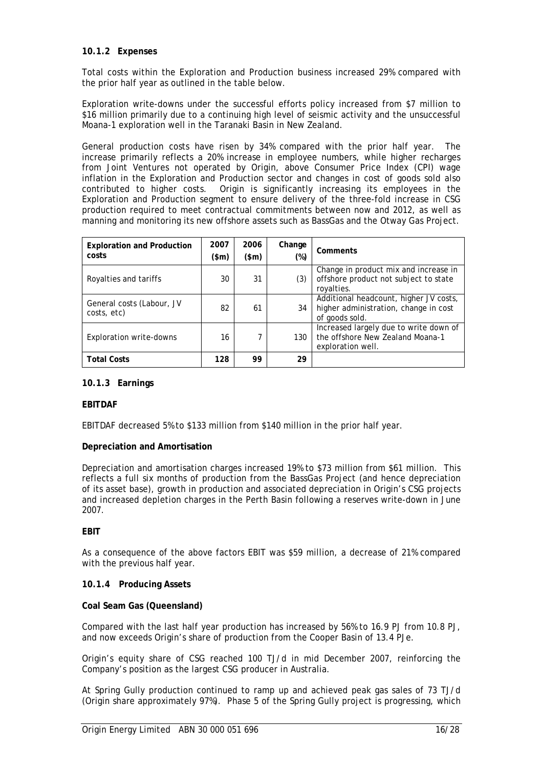### 10.1.2 Expenses

Total costs within the Exploration and Production business increased 29% compared with the prior half year as outlined in the table below.

Exploration write-downs under the successful efforts policy increased from $7 million to $16 million primarily due to a continuing high level of seismic activity and the unsuccessful Moana-1 exploration well in the Taranaki Basin in New Zealand.

General production costs have risen by 34% compared with the prior half year. The increase primarily reflects a 20% increase in employee numbers, while higher recharges from Joint Ventures not operated by Origin, above Consumer Price Index (CPI) wage inflation in the Exploration and Production sector and changes in cost of goods sold also contributed to higher costs. Origin is significantly increasing its employees in the Exploration and Production segment to ensure delivery of the three-fold increase in CSG production required to meet contractual commitments between now and 2012, as well as manning and monitoring its new offshore assets such as BassGas and the Otway Gas Project.

| Exploration and Production costs | 2007 ($m) | 2006 ($m) | Change (%) | Comments |
|---|---|---|---|---|
| Royalties and tariffs | 30 | 31 | (3) | Change in product mix and increase in offshore product not subject to state royalties. |
| General costs (Labour, JV costs, etc) | 82 | 61 | 34 | Additional headcount, higher JV costs, higher administration, change in cost of goods sold. |
| Exploration write-downs | 16 | 7 | 130 | Increased largely due to write down of the offshore New Zealand Moana-1 exploration well. |
| **Total Costs** | **128** | **99** | **29** | |

### 10.1.3 Earnings

**EBITDAF**

EBITDAF decreased 5% to $133 million from $140 million in the prior half year.

**Depreciation and Amortisation**

Depreciation and amortisation charges increased 19% to $73 million from $61 million. This reflects a full six months of production from the BassGas Project (and hence depreciation of its asset base), growth in production and associated depreciation in Origin's CSG projects and increased depletion charges in the Perth Basin following a reserves write-down in June 2007.

**EBIT**

As a consequence of the above factors EBIT was $59 million, a decrease of 21% compared with the previous half year.

### 10.1.4 Producing Assets

**Coal Seam Gas (Queensland)**

Compared with the last half year production has increased by 56% to 16.9 PJ from 10.8 PJ, and now exceeds Origin's share of production from the Cooper Basin of 13.4 PJe.

Origin's equity share of CSG reached 100 TJ/d in mid December 2007, reinforcing the Company's position as the largest CSG producer in Australia.

At Spring Gully production continued to ramp up and achieved peak gas sales of 73 TJ/d (Origin share approximately 97%). Phase 5 of the Spring Gully project is progressing, which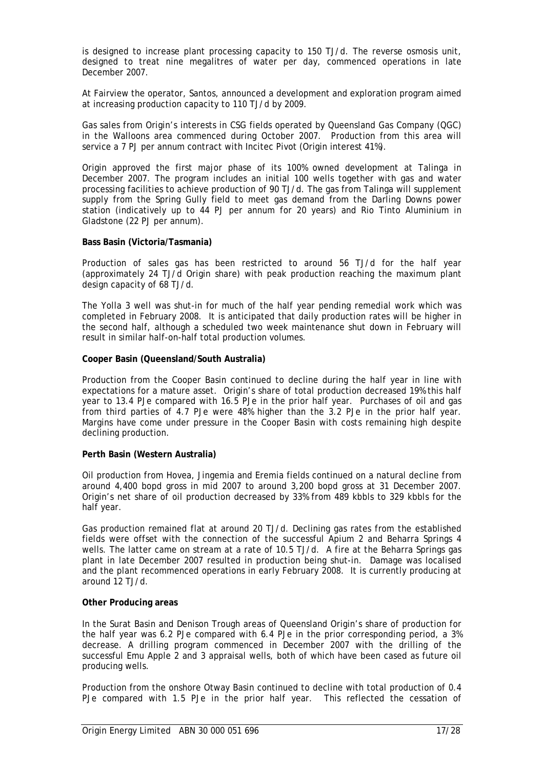is designed to increase plant processing capacity to 150 TJ/d. The reverse osmosis unit, designed to treat nine megalitres of water per day, commenced operations in late December 2007.

At Fairview the operator, Santos, announced a development and exploration program aimed at increasing production capacity to 110 TJ/d by 2009.

Gas sales from Origin's interests in CSG fields operated by Queensland Gas Company (QGC) in the Walloons area commenced during October 2007. Production from this area will service a 7 PJ per annum contract with Incitec Pivot (Origin interest 41%).

Origin approved the first major phase of its 100% owned development at Talinga in December 2007. The program includes an initial 100 wells together with gas and water processing facilities to achieve production of 90 TJ/d. The gas from Talinga will supplement supply from the Spring Gully field to meet gas demand from the Darling Downs power station (indicatively up to 44 PJ per annum for 20 years) and Rio Tinto Aluminium in Gladstone (22 PJ per annum).

**Bass Basin (Victoria/Tasmania)**

Production of sales gas has been restricted to around 56 TJ/d for the half year (approximately 24 TJ/d Origin share) with peak production reaching the maximum plant design capacity of 68 TJ/d.

The Yolla 3 well was shut-in for much of the half year pending remedial work which was completed in February 2008. It is anticipated that daily production rates will be higher in the second half, although a scheduled two week maintenance shut down in February will result in similar half-on-half total production volumes.

**Cooper Basin (Queensland/South Australia)**

Production from the Cooper Basin continued to decline during the half year in line with expectations for a mature asset. Origin's share of total production decreased 19% this half year to 13.4 PJe compared with 16.5 PJe in the prior half year. Purchases of oil and gas from third parties of 4.7 PJe were 48% higher than the 3.2 PJe in the prior half year. Margins have come under pressure in the Cooper Basin with costs remaining high despite declining production.

**Perth Basin (Western Australia)**

Oil production from Hovea, Jingemia and Eremia fields continued on a natural decline from around 4,400 bopd gross in mid 2007 to around 3,200 bopd gross at 31 December 2007. Origin's net share of oil production decreased by 33% from 489 kbbls to 329 kbbls for the half year.

Gas production remained flat at around 20 TJ/d. Declining gas rates from the established fields were offset with the connection of the successful Apium 2 and Beharra Springs 4 wells. The latter came on stream at a rate of 10.5 TJ/d. A fire at the Beharra Springs gas plant in late December 2007 resulted in production being shut-in. Damage was localised and the plant recommenced operations in early February 2008. It is currently producing at around 12 TJ/d.

**Other Producing areas**

In the Surat Basin and Denison Trough areas of Queensland Origin's share of production for the half year was 6.2 PJe compared with 6.4 PJe in the prior corresponding period, a 3% decrease. A drilling program commenced in December 2007 with the drilling of the successful Emu Apple 2 and 3 appraisal wells, both of which have been cased as future oil producing wells.

Production from the onshore Otway Basin continued to decline with total production of 0.4 PJe compared with 1.5 PJe in the prior half year. This reflected the cessation of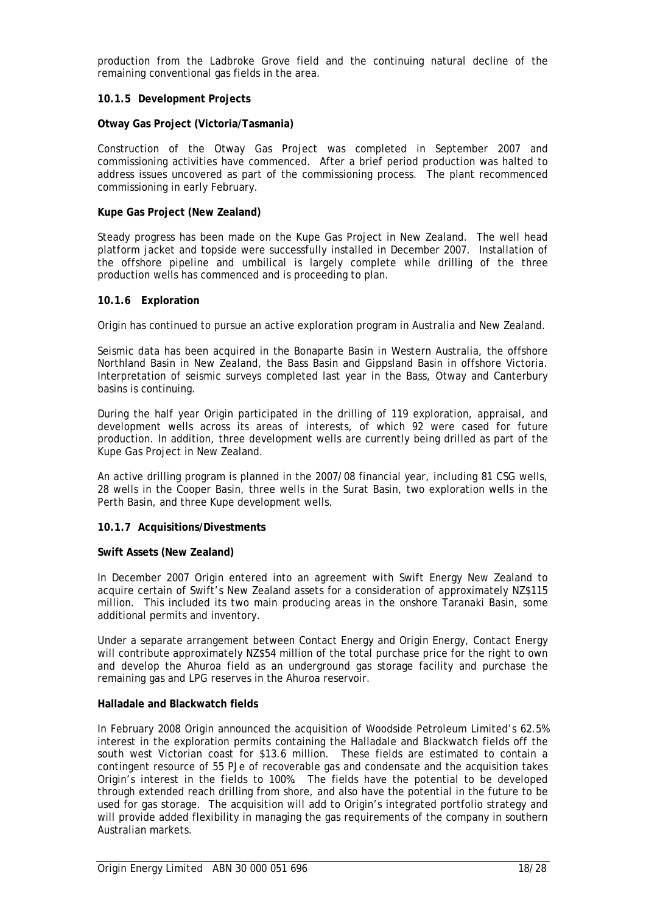production from the Ladbroke Grove field and the continuing natural decline of the remaining conventional gas fields in the area.

### 10.1.5 Development Projects

**Otway Gas Project (Victoria/Tasmania)**

Construction of the Otway Gas Project was completed in September 2007 and commissioning activities have commenced. After a brief period production was halted to address issues uncovered as part of the commissioning process. The plant recommenced commissioning in early February.

**Kupe Gas Project (New Zealand)**

Steady progress has been made on the Kupe Gas Project in New Zealand. The well head platform jacket and topside were successfully installed in December 2007. Installation of the offshore pipeline and umbilical is largely complete while drilling of the three production wells has commenced and is proceeding to plan.

### 10.1.6 Exploration

Origin has continued to pursue an active exploration program in Australia and New Zealand.

Seismic data has been acquired in the Bonaparte Basin in Western Australia, the offshore Northland Basin in New Zealand, the Bass Basin and Gippsland Basin in offshore Victoria. Interpretation of seismic surveys completed last year in the Bass, Otway and Canterbury basins is continuing.

During the half year Origin participated in the drilling of 119 exploration, appraisal, and development wells across its areas of interests, of which 92 were cased for future production. In addition, three development wells are currently being drilled as part of the Kupe Gas Project in New Zealand.

An active drilling program is planned in the 2007/08 financial year, including 81 CSG wells, 28 wells in the Cooper Basin, three wells in the Surat Basin, two exploration wells in the Perth Basin, and three Kupe development wells.

### 10.1.7 Acquisitions/Divestments

**Swift Assets (New Zealand)**

In December 2007 Origin entered into an agreement with Swift Energy New Zealand to acquire certain of Swift's New Zealand assets for a consideration of approximately NZ$115 million. This included its two main producing areas in the onshore Taranaki Basin, some additional permits and inventory.

Under a separate arrangement between Contact Energy and Origin Energy, Contact Energy will contribute approximately NZ$54 million of the total purchase price for the right to own and develop the Ahuroa field as an underground gas storage facility and purchase the remaining gas and LPG reserves in the Ahuroa reservoir.

**Halladale and Blackwatch fields**

In February 2008 Origin announced the acquisition of Woodside Petroleum Limited's 62.5% interest in the exploration permits containing the Halladale and Blackwatch fields off the south west Victorian coast for $13.6 million. These fields are estimated to contain a contingent resource of 55 PJe of recoverable gas and condensate and the acquisition takes Origin's interest in the fields to 100%. The fields have the potential to be developed through extended reach drilling from shore, and also have the potential in the future to be used for gas storage. The acquisition will add to Origin's integrated portfolio strategy and will provide added flexibility in managing the gas requirements of the company in southern Australian markets.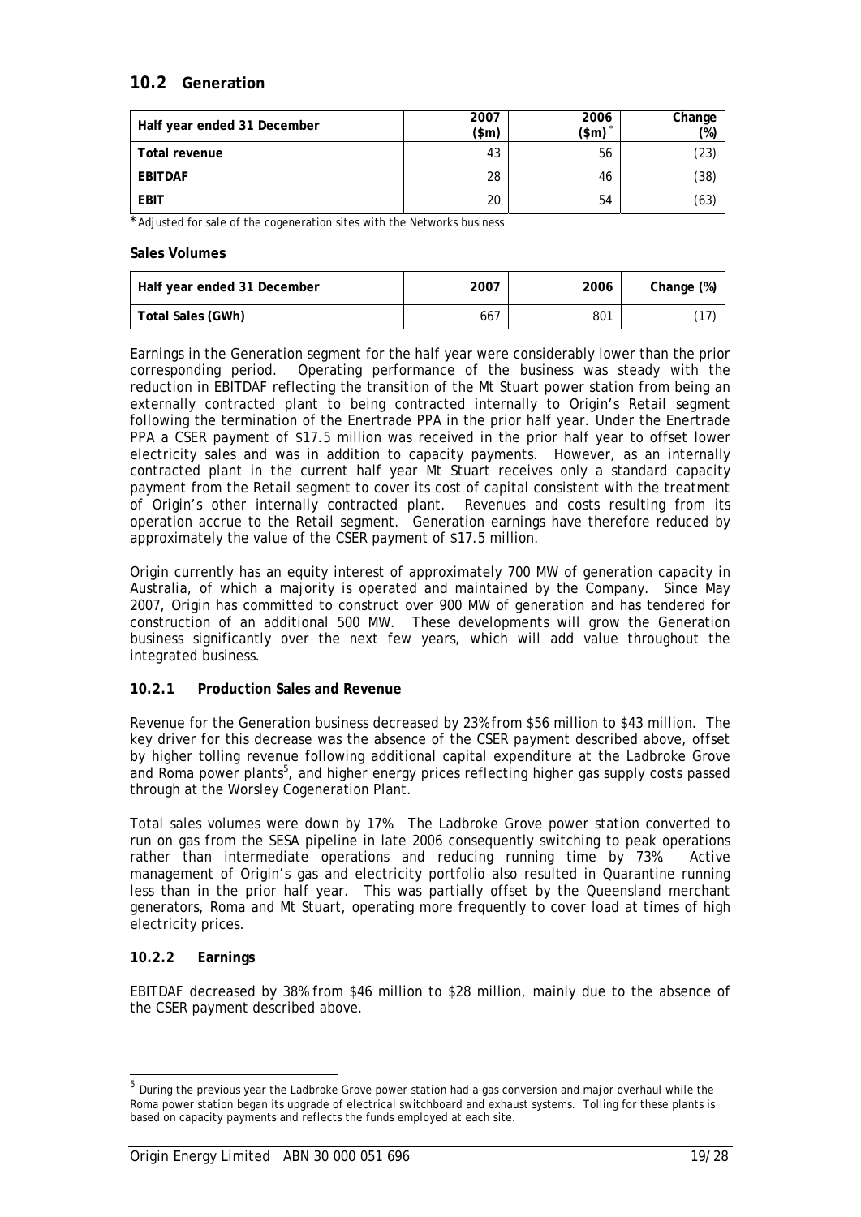## 10.2 Generation

| Half year ended 31 December | 2007 ($m) | 2006 ($m)* | Change (%) |
|---|---|---|---|
| Total revenue | 43 | 56 | (23) |
| EBITDAF | 28 | 46 | (38) |
| EBIT | 20 | 54 | (63) |

* Adjusted for sale of the cogeneration sites with the Networks business

**Sales Volumes**

| Half year ended 31 December | 2007 | 2006 | Change (%) |
|---|---|---|---|
| Total Sales (GWh) | 667 | 801 | (17) |

Earnings in the Generation segment for the half year were considerably lower than the prior corresponding period. Operating performance of the business was steady with the reduction in EBITDAF reflecting the transition of the Mt Stuart power station from being an externally contracted plant to being contracted internally to Origin's Retail segment following the termination of the Enertrade PPA in the prior half year. Under the Enertrade PPA a CSER payment of $17.5 million was received in the prior half year to offset lower electricity sales and was in addition to capacity payments. However, as an internally contracted plant in the current half year Mt Stuart receives only a standard capacity payment from the Retail segment to cover its cost of capital consistent with the treatment of Origin's other internally contracted plant. Revenues and costs resulting from its operation accrue to the Retail segment. Generation earnings have therefore reduced by approximately the value of the CSER payment of $17.5 million.

Origin currently has an equity interest of approximately 700 MW of generation capacity in Australia, of which a majority is operated and maintained by the Company. Since May 2007, Origin has committed to construct over 900 MW of generation and has tendered for construction of an additional 500 MW. These developments will grow the Generation business significantly over the next few years, which will add value throughout the integrated business.

### 10.2.1 Production Sales and Revenue

Revenue for the Generation business decreased by 23% from $56 million to $43 million. The key driver for this decrease was the absence of the CSER payment described above, offset by higher tolling revenue following additional capital expenditure at the Ladbroke Grove and Roma power plants[5], and higher energy prices reflecting higher gas supply costs passed through at the Worsley Cogeneration Plant.

Total sales volumes were down by 17%. The Ladbroke Grove power station converted to run on gas from the SESA pipeline in late 2006 consequently switching to peak operations rather than intermediate operations and reducing running time by 73%. Active management of Origin's gas and electricity portfolio also resulted in Quarantine running less than in the prior half year. This was partially offset by the Queensland merchant generators, Roma and Mt Stuart, operating more frequently to cover load at times of high electricity prices.

### 10.2.2 Earnings

EBITDAF decreased by 38% from $46 million to $28 million, mainly due to the absence of the CSER payment described above.

---

[5] During the previous year the Ladbroke Grove power station had a gas conversion and major overhaul while the Roma power station began its upgrade of electrical switchboard and exhaust systems. Tolling for these plants is based on capacity payments and reflects the funds employed at each site.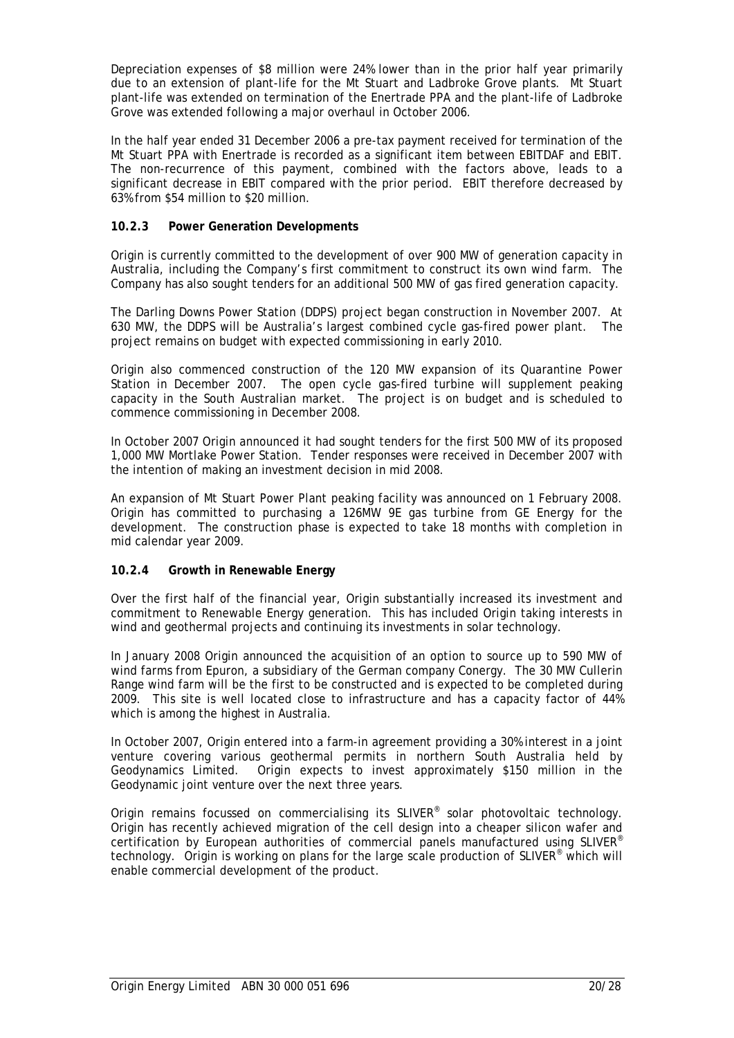Depreciation expenses of $8 million were 24% lower than in the prior half year primarily due to an extension of plant-life for the Mt Stuart and Ladbroke Grove plants. Mt Stuart plant-life was extended on termination of the Enertrade PPA and the plant-life of Ladbroke Grove was extended following a major overhaul in October 2006.

In the half year ended 31 December 2006 a pre-tax payment received for termination of the Mt Stuart PPA with Enertrade is recorded as a significant item between EBITDAF and EBIT. The non-recurrence of this payment, combined with the factors above, leads to a significant decrease in EBIT compared with the prior period. EBIT therefore decreased by 63% from $54 million to $20 million.

### 10.2.3 Power Generation Developments

Origin is currently committed to the development of over 900 MW of generation capacity in Australia, including the Company's first commitment to construct its own wind farm. The Company has also sought tenders for an additional 500 MW of gas fired generation capacity.

The Darling Downs Power Station (DDPS) project began construction in November 2007. At 630 MW, the DDPS will be Australia's largest combined cycle gas-fired power plant. The project remains on budget with expected commissioning in early 2010.

Origin also commenced construction of the 120 MW expansion of its Quarantine Power Station in December 2007. The open cycle gas-fired turbine will supplement peaking capacity in the South Australian market. The project is on budget and is scheduled to commence commissioning in December 2008.

In October 2007 Origin announced it had sought tenders for the first 500 MW of its proposed 1,000 MW Mortlake Power Station. Tender responses were received in December 2007 with the intention of making an investment decision in mid 2008.

An expansion of Mt Stuart Power Plant peaking facility was announced on 1 February 2008. Origin has committed to purchasing a 126MW 9E gas turbine from GE Energy for the development. The construction phase is expected to take 18 months with completion in mid calendar year 2009.

### 10.2.4 Growth in Renewable Energy

Over the first half of the financial year, Origin substantially increased its investment and commitment to Renewable Energy generation. This has included Origin taking interests in wind and geothermal projects and continuing its investments in solar technology.

In January 2008 Origin announced the acquisition of an option to source up to 590 MW of wind farms from Epuron, a subsidiary of the German company Conergy. The 30 MW Cullerin Range wind farm will be the first to be constructed and is expected to be completed during 2009. This site is well located close to infrastructure and has a capacity factor of 44% which is among the highest in Australia.

In October 2007, Origin entered into a farm-in agreement providing a 30% interest in a joint venture covering various geothermal permits in northern South Australia held by Geodynamics Limited. Origin expects to invest approximately $150 million in the Geodynamic joint venture over the next three years.

Origin remains focussed on commercialising its SLIVER® solar photovoltaic technology. Origin has recently achieved migration of the cell design into a cheaper silicon wafer and certification by European authorities of commercial panels manufactured using SLIVER® technology. Origin is working on plans for the large scale production of SLIVER® which will enable commercial development of the product.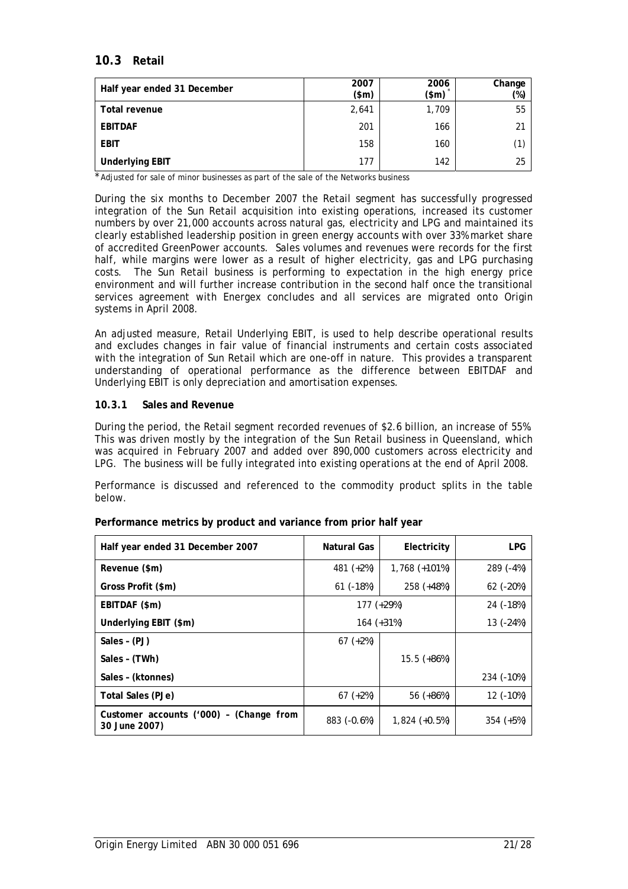## 10.3 Retail

| Half year ended 31 December | 2007 ($m) | 2006 ($m) * | Change (%) |
|---|---|---|---|
| Total revenue | 2,641 | 1,709 | 55 |
| EBITDAF | 201 | 166 | 21 |
| EBIT | 158 | 160 | (1) |
| Underlying EBIT | 177 | 142 | 25 |

* Adjusted for sale of minor businesses as part of the sale of the Networks business

During the six months to December 2007 the Retail segment has successfully progressed integration of the Sun Retail acquisition into existing operations, increased its customer numbers by over 21,000 accounts across natural gas, electricity and LPG and maintained its clearly established leadership position in green energy accounts with over 33% market share of accredited GreenPower accounts. Sales volumes and revenues were records for the first half, while margins were lower as a result of higher electricity, gas and LPG purchasing costs. The Sun Retail business is performing to expectation in the high energy price environment and will further increase contribution in the second half once the transitional services agreement with Energex concludes and all services are migrated onto Origin systems in April 2008.

An adjusted measure, Retail Underlying EBIT, is used to help describe operational results and excludes changes in fair value of financial instruments and certain costs associated with the integration of Sun Retail which are one-off in nature. This provides a transparent understanding of operational performance as the difference between EBITDAF and Underlying EBIT is only depreciation and amortisation expenses.

### 10.3.1 Sales and Revenue

During the period, the Retail segment recorded revenues of $2.6 billion, an increase of 55%. This was driven mostly by the integration of the Sun Retail business in Queensland, which was acquired in February 2007 and added over 890,000 customers across electricity and LPG. The business will be fully integrated into existing operations at the end of April 2008.

Performance is discussed and referenced to the commodity product splits in the table below.

**Performance metrics by product and variance from prior half year**

| Half year ended 31 December 2007 | Natural Gas | Electricity | LPG |
|---|---|---|---|
| Revenue ($m) | 481 (+2%) | 1,768 (+101%) | 289 (-4%) |
| Gross Profit ($m) | 61 (-18%) | 258 (+48%) | 62 (-20%) |
| EBITDAF ($m) | 177 (+29%) | | 24 (-18%) |
| Underlying EBIT ($m) | 164 (+31%) | | 13 (-24%) |
| Sales – (PJ) | 67 (+2%) | | |
| Sales – (TWh) | | 15.5 (+86%) | |
| Sales – (ktonnes) | | | 234 (-10%) |
| Total Sales (PJe) | 67 (+2%) | 56 (+86%) | 12 (-10%) |
| Customer accounts ('000) – (Change from 30 June 2007) | 883 (-0.6%) | 1,824 (+0.5%) | 354 (+5%) |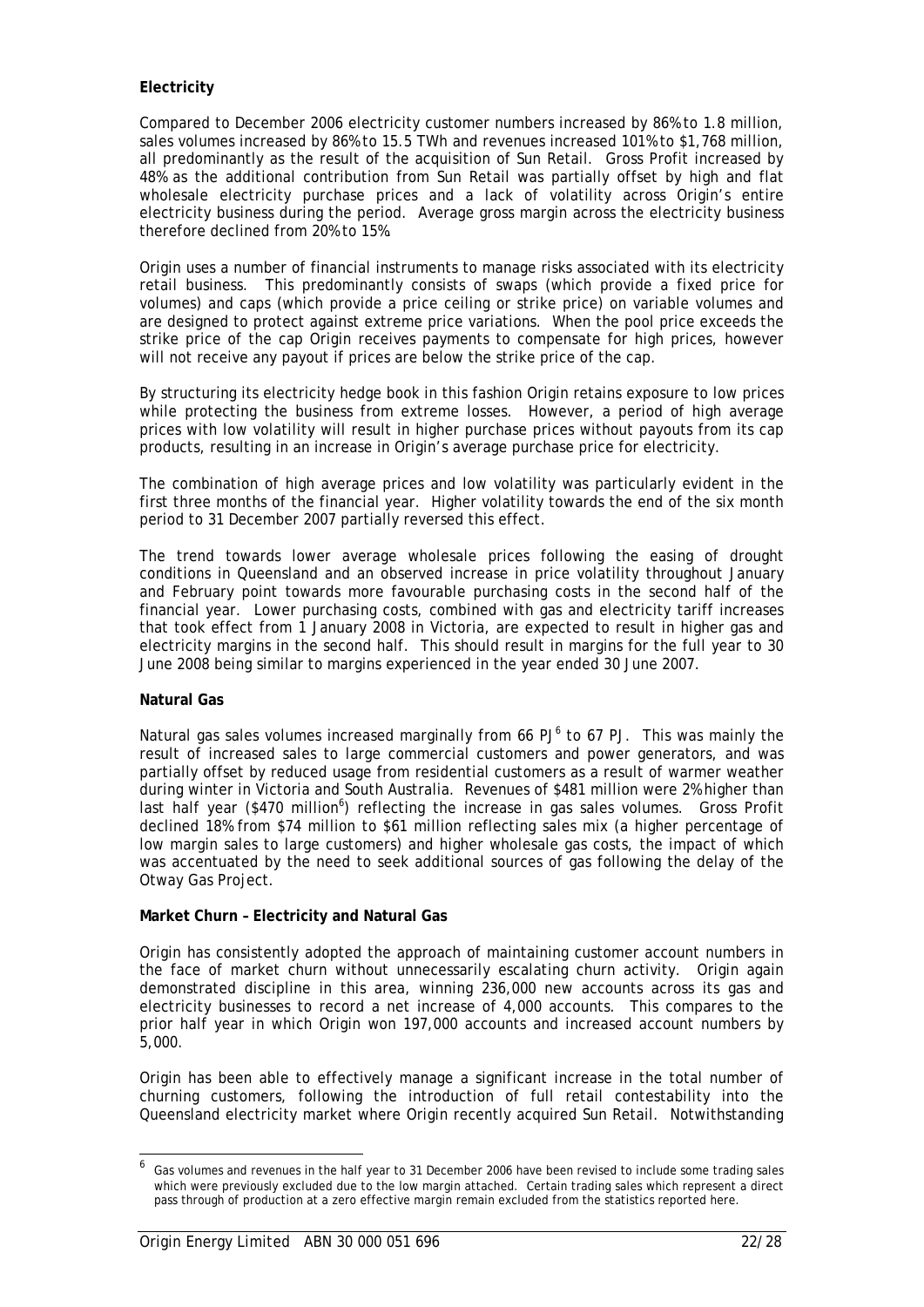**Electricity**

Compared to December 2006 electricity customer numbers increased by 86% to 1.8 million, sales volumes increased by 86% to 15.5 TWh and revenues increased 101% to $1,768 million, all predominantly as the result of the acquisition of Sun Retail. Gross Profit increased by 48% as the additional contribution from Sun Retail was partially offset by high and flat wholesale electricity purchase prices and a lack of volatility across Origin's entire electricity business during the period. Average gross margin across the electricity business therefore declined from 20% to 15%.

Origin uses a number of financial instruments to manage risks associated with its electricity retail business. This predominantly consists of swaps (which provide a fixed price for volumes) and caps (which provide a price ceiling or strike price) on variable volumes and are designed to protect against extreme price variations. When the pool price exceeds the strike price of the cap Origin receives payments to compensate for high prices, however will not receive any payout if prices are below the strike price of the cap.

By structuring its electricity hedge book in this fashion Origin retains exposure to low prices while protecting the business from extreme losses. However, a period of high average prices with low volatility will result in higher purchase prices without payouts from its cap products, resulting in an increase in Origin's average purchase price for electricity.

The combination of high average prices and low volatility was particularly evident in the first three months of the financial year. Higher volatility towards the end of the six month period to 31 December 2007 partially reversed this effect.

The trend towards lower average wholesale prices following the easing of drought conditions in Queensland and an observed increase in price volatility throughout January and February point towards more favourable purchasing costs in the second half of the financial year. Lower purchasing costs, combined with gas and electricity tariff increases that took effect from 1 January 2008 in Victoria, are expected to result in higher gas and electricity margins in the second half. This should result in margins for the full year to 30 June 2008 being similar to margins experienced in the year ended 30 June 2007.

**Natural Gas**

Natural gas sales volumes increased marginally from 66 PJ[6] to 67 PJ. This was mainly the result of increased sales to large commercial customers and power generators, and was partially offset by reduced usage from residential customers as a result of warmer weather during winter in Victoria and South Australia. Revenues of $481 million were 2% higher than last half year ($470 million[6]) reflecting the increase in gas sales volumes. Gross Profit declined 18% from $74 million to $61 million reflecting sales mix (a higher percentage of low margin sales to large customers) and higher wholesale gas costs, the impact of which was accentuated by the need to seek additional sources of gas following the delay of the Otway Gas Project.

**Market Churn – Electricity and Natural Gas**

Origin has consistently adopted the approach of maintaining customer account numbers in the face of market churn without unnecessarily escalating churn activity. Origin again demonstrated discipline in this area, winning 236,000 new accounts across its gas and electricity businesses to record a net increase of 4,000 accounts. This compares to the prior half year in which Origin won 197,000 accounts and increased account numbers by 5,000.

Origin has been able to effectively manage a significant increase in the total number of churning customers, following the introduction of full retail contestability into the Queensland electricity market where Origin recently acquired Sun Retail. Notwithstanding

[6] Gas volumes and revenues in the half year to 31 December 2006 have been revised to include some trading sales which were previously excluded due to the low margin attached. Certain trading sales which represent a direct pass through of production at a zero effective margin remain excluded from the statistics reported here.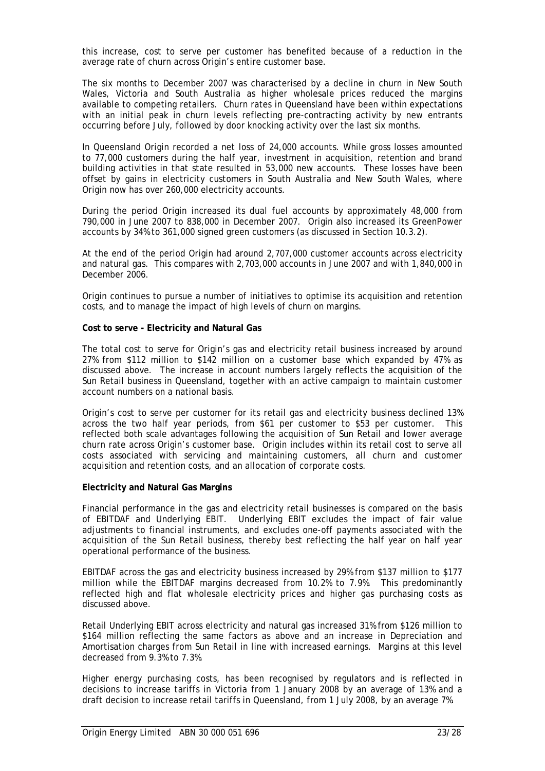this increase, cost to serve per customer has benefited because of a reduction in the average rate of churn across Origin's entire customer base.

The six months to December 2007 was characterised by a decline in churn in New South Wales, Victoria and South Australia as higher wholesale prices reduced the margins available to competing retailers. Churn rates in Queensland have been within expectations with an initial peak in churn levels reflecting pre-contracting activity by new entrants occurring before July, followed by door knocking activity over the last six months.

In Queensland Origin recorded a net loss of 24,000 accounts. While gross losses amounted to 77,000 customers during the half year, investment in acquisition, retention and brand building activities in that state resulted in 53,000 new accounts. These losses have been offset by gains in electricity customers in South Australia and New South Wales, where Origin now has over 260,000 electricity accounts.

During the period Origin increased its dual fuel accounts by approximately 48,000 from 790,000 in June 2007 to 838,000 in December 2007. Origin also increased its GreenPower accounts by 34% to 361,000 signed green customers (as discussed in Section 10.3.2).

At the end of the period Origin had around 2,707,000 customer accounts across electricity and natural gas. This compares with 2,703,000 accounts in June 2007 and with 1,840,000 in December 2006.

Origin continues to pursue a number of initiatives to optimise its acquisition and retention costs, and to manage the impact of high levels of churn on margins.

**Cost to serve - Electricity and Natural Gas**

The total cost to serve for Origin's gas and electricity retail business increased by around 27% from $112 million to $142 million on a customer base which expanded by 47% as discussed above. The increase in account numbers largely reflects the acquisition of the Sun Retail business in Queensland, together with an active campaign to maintain customer account numbers on a national basis.

Origin's cost to serve per customer for its retail gas and electricity business declined 13% across the two half year periods, from $61 per customer to $53 per customer. This reflected both scale advantages following the acquisition of Sun Retail and lower average churn rate across Origin's customer base. Origin includes within its retail cost to serve all costs associated with servicing and maintaining customers, all churn and customer acquisition and retention costs, and an allocation of corporate costs.

**Electricity and Natural Gas Margins**

Financial performance in the gas and electricity retail businesses is compared on the basis of EBITDAF and Underlying EBIT. Underlying EBIT excludes the impact of fair value adjustments to financial instruments, and excludes one-off payments associated with the acquisition of the Sun Retail business, thereby best reflecting the half year on half year operational performance of the business.

EBITDAF across the gas and electricity business increased by 29% from $137 million to $177 million while the EBITDAF margins decreased from 10.2% to 7.9%. This predominantly reflected high and flat wholesale electricity prices and higher gas purchasing costs as discussed above.

Retail Underlying EBIT across electricity and natural gas increased 31% from $126 million to $164 million reflecting the same factors as above and an increase in Depreciation and Amortisation charges from Sun Retail in line with increased earnings. Margins at this level decreased from 9.3% to 7.3%.

Higher energy purchasing costs, has been recognised by regulators and is reflected in decisions to increase tariffs in Victoria from 1 January 2008 by an average of 13% and a draft decision to increase retail tariffs in Queensland, from 1 July 2008, by an average 7%.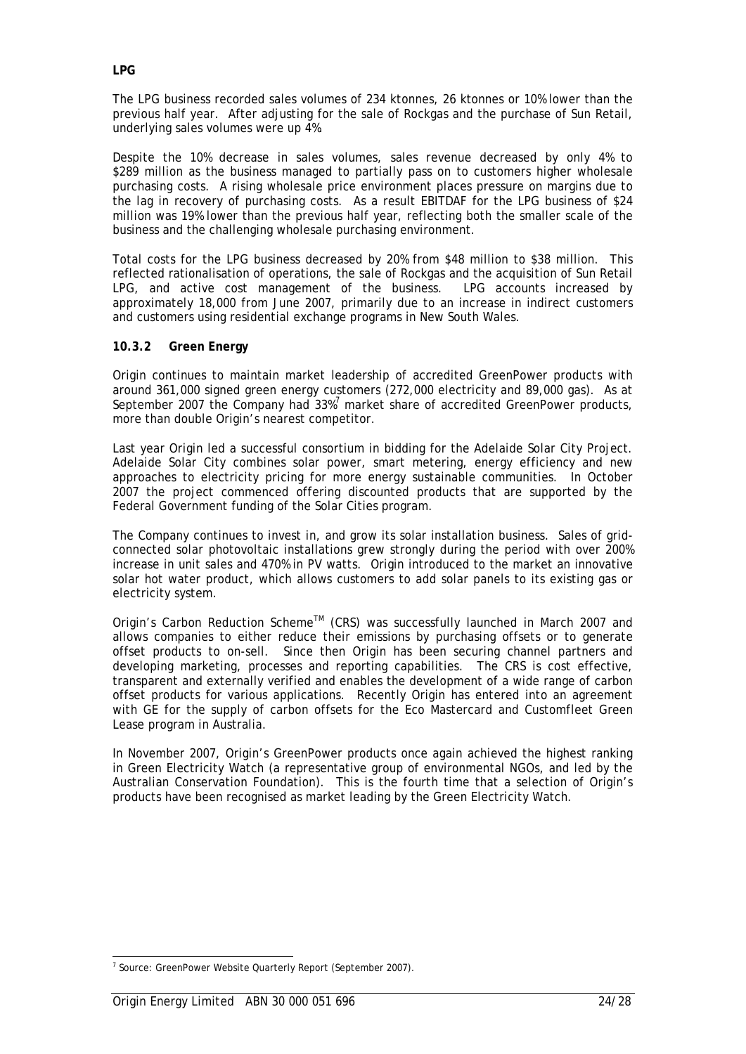**LPG**

The LPG business recorded sales volumes of 234 ktonnes, 26 ktonnes or 10% lower than the previous half year. After adjusting for the sale of Rockgas and the purchase of Sun Retail, underlying sales volumes were up 4%.

Despite the 10% decrease in sales volumes, sales revenue decreased by only 4% to \$289 million as the business managed to partially pass on to customers higher wholesale purchasing costs. A rising wholesale price environment places pressure on margins due to the lag in recovery of purchasing costs. As a result EBITDAF for the LPG business of \$24 million was 19% lower than the previous half year, reflecting both the smaller scale of the business and the challenging wholesale purchasing environment.

Total costs for the LPG business decreased by 20% from \$48 million to \$38 million. This reflected rationalisation of operations, the sale of Rockgas and the acquisition of Sun Retail LPG, and active cost management of the business. LPG accounts increased by approximately 18,000 from June 2007, primarily due to an increase in indirect customers and customers using residential exchange programs in New South Wales.

### 10.3.2 Green Energy

Origin continues to maintain market leadership of accredited GreenPower products with around 361,000 signed green energy customers (272,000 electricity and 89,000 gas). As at September 2007 the Company had 33%[7] market share of accredited GreenPower products, more than double Origin's nearest competitor.

Last year Origin led a successful consortium in bidding for the Adelaide Solar City Project. Adelaide Solar City combines solar power, smart metering, energy efficiency and new approaches to electricity pricing for more energy sustainable communities. In October 2007 the project commenced offering discounted products that are supported by the Federal Government funding of the Solar Cities program.

The Company continues to invest in, and grow its solar installation business. Sales of grid-connected solar photovoltaic installations grew strongly during the period with over 200% increase in unit sales and 470% in PV watts. Origin introduced to the market an innovative solar hot water product, which allows customers to add solar panels to its existing gas or electricity system.

Origin's Carbon Reduction Scheme™ (CRS) was successfully launched in March 2007 and allows companies to either reduce their emissions by purchasing offsets or to generate offset products to on-sell. Since then Origin has been securing channel partners and developing marketing, processes and reporting capabilities. The CRS is cost effective, transparent and externally verified and enables the development of a wide range of carbon offset products for various applications. Recently Origin has entered into an agreement with GE for the supply of carbon offsets for the Eco Mastercard and Customfleet Green Lease program in Australia.

In November 2007, Origin's GreenPower products once again achieved the highest ranking in Green Electricity Watch (a representative group of environmental NGOs, and led by the Australian Conservation Foundation). This is the fourth time that a selection of Origin's products have been recognised as market leading by the Green Electricity Watch.

---

[7] Source: GreenPower Website Quarterly Report (September 2007).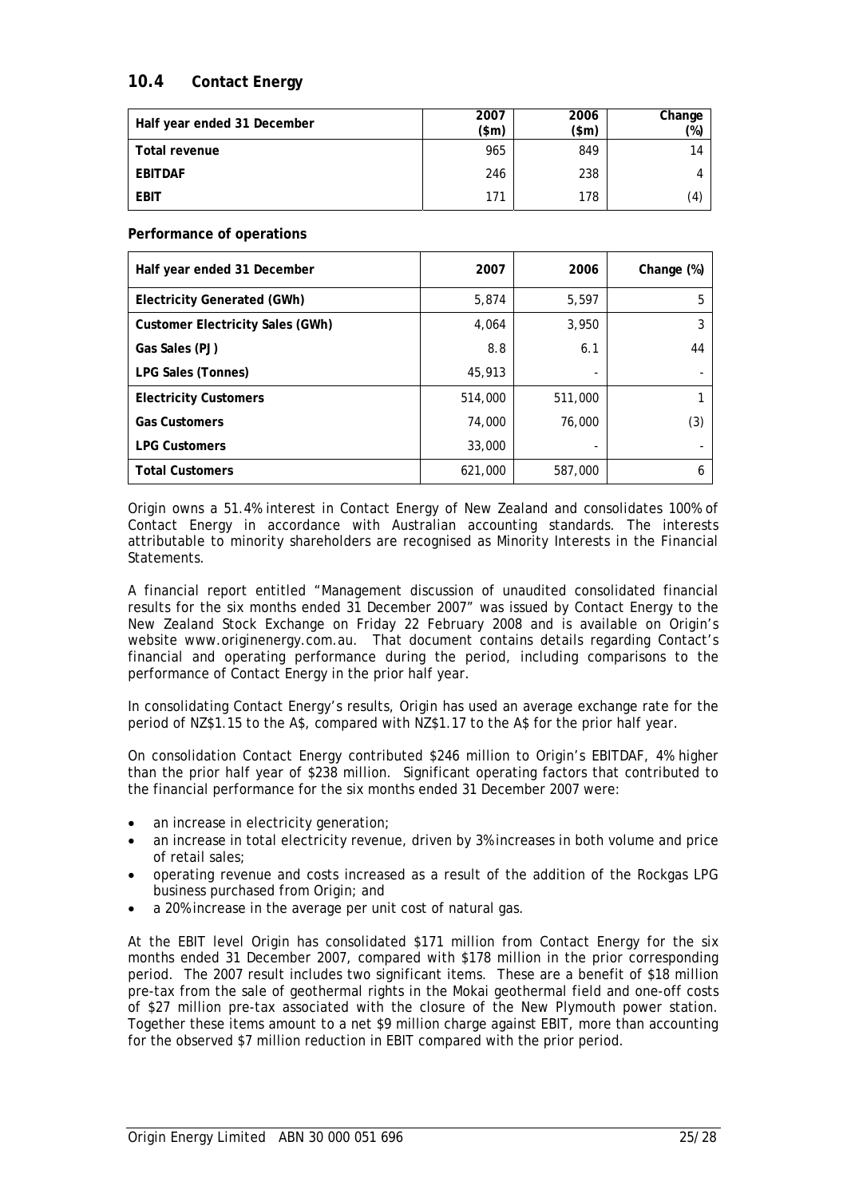## 10.4 Contact Energy

| Half year ended 31 December | 2007 ($m) | 2006 ($m) | Change (%) |
|---|---|---|---|
| Total revenue | 965 | 849 | 14 |
| EBITDAF | 246 | 238 | 4 |
| EBIT | 171 | 178 | (4) |

**Performance of operations**

| Half year ended 31 December | 2007 | 2006 | Change (%) |
|---|---|---|---|
| Electricity Generated (GWh) | 5,874 | 5,597 | 5 |
| Customer Electricity Sales (GWh) | 4,064 | 3,950 | 3 |
| Gas Sales (PJ) | 8.8 | 6.1 | 44 |
| LPG Sales (Tonnes) | 45,913 | - | - |
| Electricity Customers | 514,000 | 511,000 | 1 |
| Gas Customers | 74,000 | 76,000 | (3) |
| LPG Customers | 33,000 | - | - |
| Total Customers | 621,000 | 587,000 | 6 |

Origin owns a 51.4% interest in Contact Energy of New Zealand and consolidates 100% of Contact Energy in accordance with Australian accounting standards. The interests attributable to minority shareholders are recognised as Minority Interests in the Financial Statements.

A financial report entitled "Management discussion of unaudited consolidated financial results for the six months ended 31 December 2007" was issued by Contact Energy to the New Zealand Stock Exchange on Friday 22 February 2008 and is available on Origin's website www.originenergy.com.au. That document contains details regarding Contact's financial and operating performance during the period, including comparisons to the performance of Contact Energy in the prior half year.

In consolidating Contact Energy's results, Origin has used an average exchange rate for the period of NZ$1.15 to the A$, compared with NZ$1.17 to the A$ for the prior half year.

On consolidation Contact Energy contributed $246 million to Origin's EBITDAF, 4% higher than the prior half year of $238 million. Significant operating factors that contributed to the financial performance for the six months ended 31 December 2007 were:

- an increase in electricity generation;
- an increase in total electricity revenue, driven by 3% increases in both volume and price of retail sales;
- operating revenue and costs increased as a result of the addition of the Rockgas LPG business purchased from Origin; and
- a 20% increase in the average per unit cost of natural gas.

At the EBIT level Origin has consolidated $171 million from Contact Energy for the six months ended 31 December 2007, compared with $178 million in the prior corresponding period. The 2007 result includes two significant items. These are a benefit of $18 million pre-tax from the sale of geothermal rights in the Mokai geothermal field and one-off costs of $27 million pre-tax associated with the closure of the New Plymouth power station. Together these items amount to a net $9 million charge against EBIT, more than accounting for the observed $7 million reduction in EBIT compared with the prior period.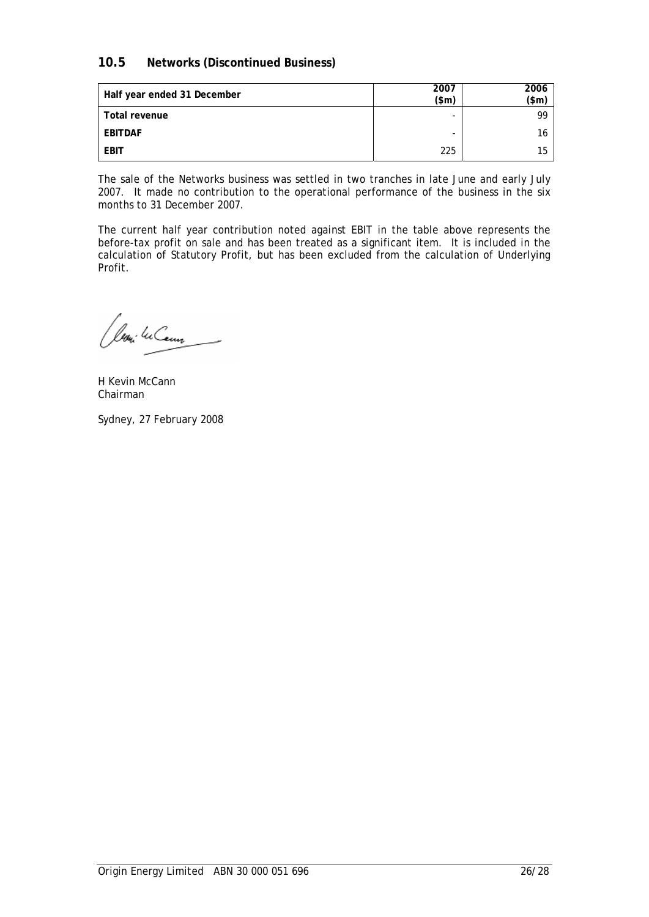## 10.5 Networks (Discontinued Business)

| Half year ended 31 December | 2007 ($m) | 2006 ($m) |
|---|---|---|
| Total revenue | - | 99 |
| EBITDAF | - | 16 |
| EBIT | 225 | 15 |

The sale of the Networks business was settled in two tranches in late June and early July 2007. It made no contribution to the operational performance of the business in the six months to 31 December 2007.

The current half year contribution noted against EBIT in the table above represents the before-tax profit on sale and has been treated as a significant item. It is included in the calculation of Statutory Profit, but has been excluded from the calculation of Underlying Profit.

H Kevin McCann
Chairman

Sydney, 27 February 2008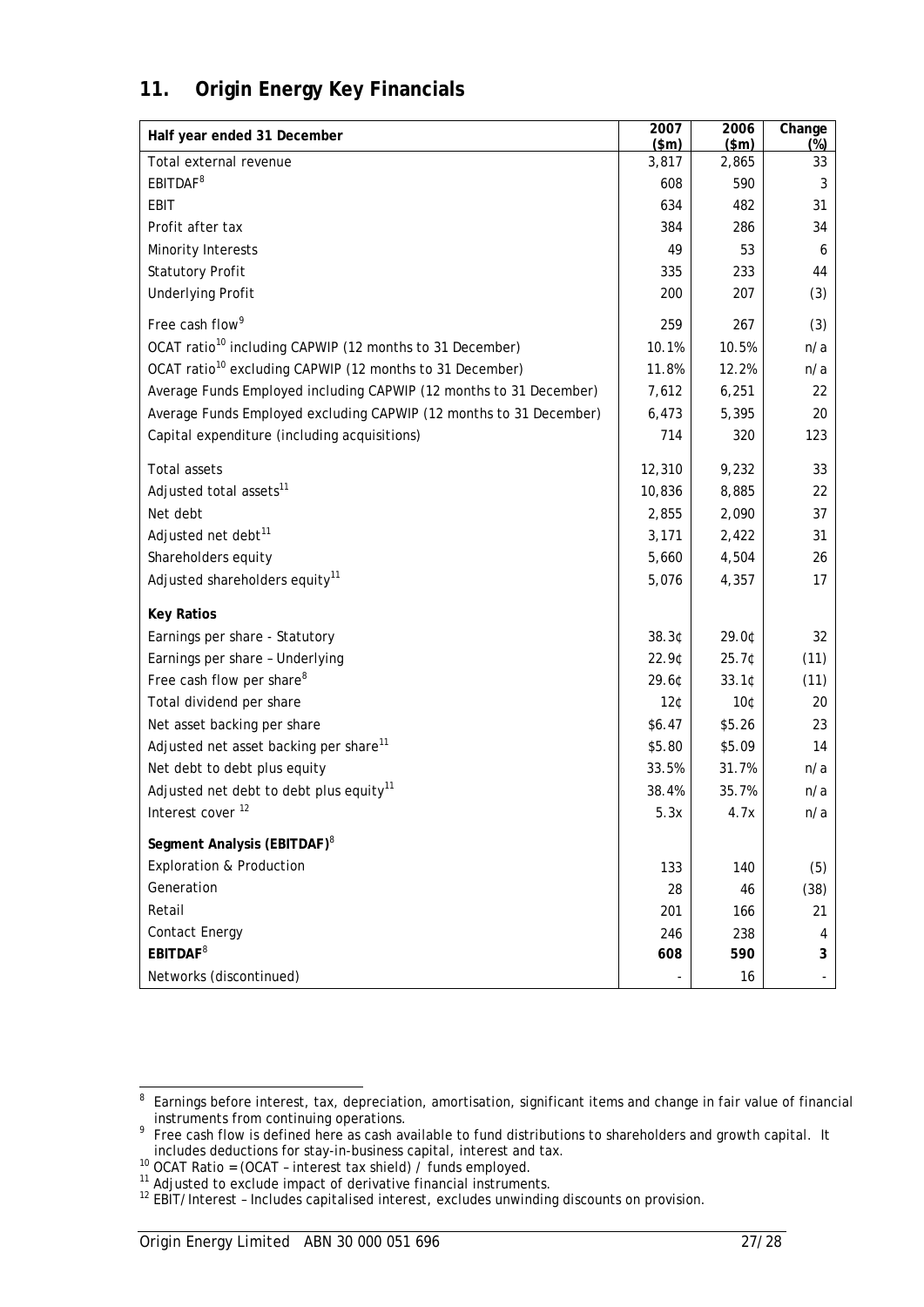## 11. Origin Energy Key Financials

| Half year ended 31 December | 2007 ($m) | 2006 ($m) | Change (%) |
|---|---|---|---|
| Total external revenue | 3,817 | 2,865 | 33 |
| EBITDAF[8] | 608 | 590 | 3 |
| EBIT | 634 | 482 | 31 |
| Profit after tax | 384 | 286 | 34 |
| Minority Interests | 49 | 53 | 6 |
| Statutory Profit | 335 | 233 | 44 |
| Underlying Profit | 200 | 207 | (3) |
| Free cash flow[9] | 259 | 267 | (3) |
| OCAT ratio[10] including CAPWIP (12 months to 31 December) | 10.1% | 10.5% | n/a |
| OCAT ratio[10] excluding CAPWIP (12 months to 31 December) | 11.8% | 12.2% | n/a |
| Average Funds Employed including CAPWIP (12 months to 31 December) | 7,612 | 6,251 | 22 |
| Average Funds Employed excluding CAPWIP (12 months to 31 December) | 6,473 | 5,395 | 20 |
| Capital expenditure (including acquisitions) | 714 | 320 | 123 |
| Total assets | 12,310 | 9,232 | 33 |
| Adjusted total assets[11] | 10,836 | 8,885 | 22 |
| Net debt | 2,855 | 2,090 | 37 |
| Adjusted net debt[11] | 3,171 | 2,422 | 31 |
| Shareholders equity | 5,660 | 4,504 | 26 |
| Adjusted shareholders equity[11] | 5,076 | 4,357 | 17 |
| **Key Ratios** | | | |
| Earnings per share - Statutory | 38.3¢ | 29.0¢ | 32 |
| Earnings per share – Underlying | 22.9¢ | 25.7¢ | (11) |
| Free cash flow per share[8] | 29.6¢ | 33.1¢ | (11) |
| Total dividend per share | 12¢ | 10¢ | 20 |
| Net asset backing per share | $6.47 | $5.26 | 23 |
| Adjusted net asset backing per share[11] | $5.80 | $5.09 | 14 |
| Net debt to debt plus equity | 33.5% | 31.7% | n/a |
| Adjusted net debt to debt plus equity[11] | 38.4% | 35.7% | n/a |
| Interest cover [12] | 5.3x | 4.7x | n/a |
| **Segment Analysis (EBITDAF)**[8] | | | |
| Exploration & Production | 133 | 140 | (5) |
| Generation | 28 | 46 | (38) |
| Retail | 201 | 166 | 21 |
| Contact Energy | 246 | 238 | 4 |
| **EBITDAF**[8] | **608** | **590** | **3** |
| Networks (discontinued) | - | 16 | - |

[8] Earnings before interest, tax, depreciation, amortisation, significant items and change in fair value of financial instruments from continuing operations.

[9] Free cash flow is defined here as cash available to fund distributions to shareholders and growth capital. It includes deductions for stay-in-business capital, interest and tax.

[10] OCAT Ratio = (OCAT – interest tax shield) / funds employed.

[11] Adjusted to exclude impact of derivative financial instruments.

[12] EBIT/Interest – Includes capitalised interest, excludes unwinding discounts on provision.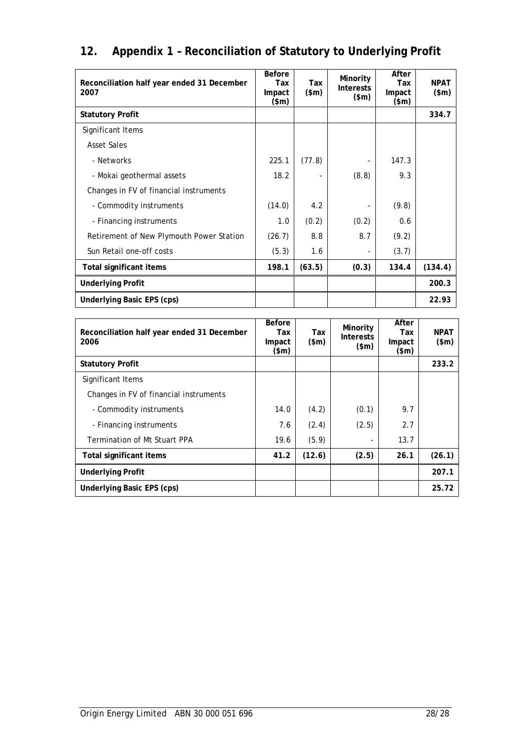## 12. Appendix 1 – Reconciliation of Statutory to Underlying Profit

| Reconciliation half year ended 31 December 2007 | Before Tax Impact ($m) | Tax ($m) | Minority Interests ($m) | After Tax Impact ($m) | NPAT ($m) |
|---|---|---|---|---|---|
| **Statutory Profit** | | | | | **334.7** |
| Significant Items | | | | | |
| Asset Sales | | | | | |
| - Networks | 225.1 | (77.8) | - | 147.3 | |
| - Mokai geothermal assets | 18.2 | - | (8.8) | 9.3 | |
| Changes in FV of financial instruments | | | | | |
| - Commodity instruments | (14.0) | 4.2 | - | (9.8) | |
| - Financing instruments | 1.0 | (0.2) | (0.2) | 0.6 | |
| Retirement of New Plymouth Power Station | (26.7) | 8.8 | 8.7 | (9.2) | |
| Sun Retail one-off costs | (5.3) | 1.6 | - | (3.7) | |
| **Total significant items** | **198.1** | **(63.5)** | **(0.3)** | **134.4** | **(134.4)** |
| **Underlying Profit** | | | | | **200.3** |
| **Underlying Basic EPS (cps)** | | | | | **22.93** |

| Reconciliation half year ended 31 December 2006 | Before Tax Impact ($m) | Tax ($m) | Minority Interests ($m) | After Tax Impact ($m) | NPAT ($m) |
|---|---|---|---|---|---|
| **Statutory Profit** | | | | | **233.2** |
| Significant Items | | | | | |
| Changes in FV of financial instruments | | | | | |
| - Commodity instruments | 14.0 | (4.2) | (0.1) | 9.7 | |
| - Financing instruments | 7.6 | (2.4) | (2.5) | 2.7 | |
| Termination of Mt Stuart PPA | 19.6 | (5.9) | - | 13.7 | |
| **Total significant items** | **41.2** | **(12.6)** | **(2.5)** | **26.1** | **(26.1)** |
| **Underlying Profit** | | | | | **207.1** |
| **Underlying Basic EPS (cps)** | | | | | **25.72** |

Origin Energy Limited ABN 30 000 051 696